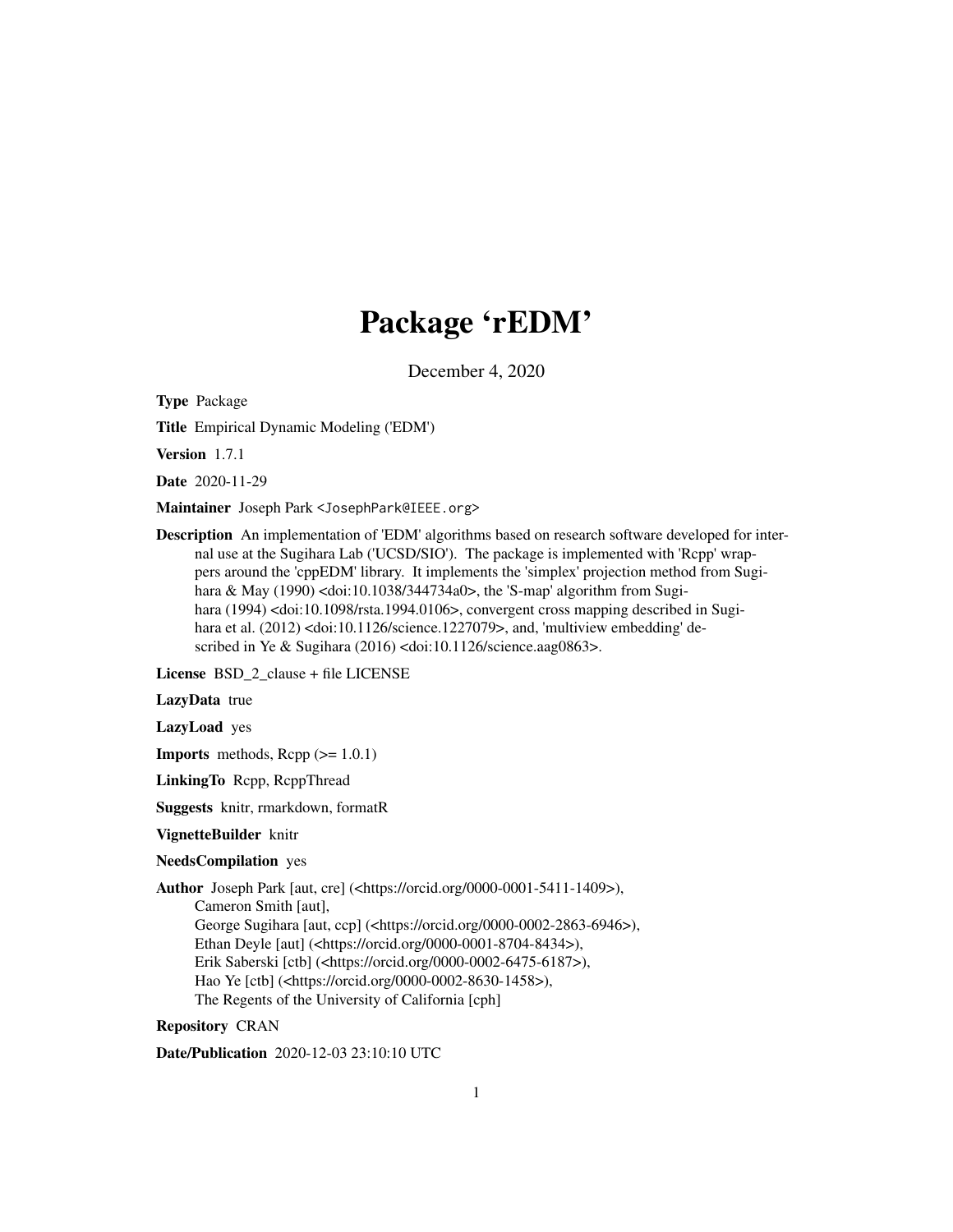# Package 'rEDM'

December 4, 2020

**Type** Package

**Title** Empirical Dynamic Modeling ('EDM')

**Version** 1.7.1

**Date** 2020-11-29

**Maintainer** Joseph Park <JosephPark@IEEE.org>

**Description** An implementation of 'EDM' algorithms based on research software developed for internal use at the Sugihara Lab ('UCSD/SIO'). The package is implemented with 'Rcpp' wrappers around the 'cppEDM' library. It implements the 'simplex' projection method from Sugihara & May (1990) <doi:10.1038/344734a0>, the 'S-map' algorithm from Sugihara (1994) <doi:10.1098/rsta.1994.0106>, convergent cross mapping described in Sugihara et al. (2012) <doi:10.1126/science.1227079>, and, 'multiview embedding' described in Ye & Sugihara (2016) <doi:10.1126/science.aag0863>.

**License** BSD_2_clause + file LICENSE

**LazyData** true

**LazyLoad** yes

**Imports** methods, Rcpp (>= 1.0.1)

**LinkingTo** Rcpp, RcppThread

**Suggests** knitr, rmarkdown, formatR

**VignetteBuilder** knitr

**NeedsCompilation** yes

**Author** Joseph Park [aut, cre] (<https://orcid.org/0000-0001-5411-1409>),
Cameron Smith [aut],
George Sugihara [aut, ccp] (<https://orcid.org/0000-0002-2863-6946>),
Ethan Deyle [aut] (<https://orcid.org/0000-0001-8704-8434>),
Erik Saberski [ctb] (<https://orcid.org/0000-0002-6475-6187>),
Hao Ye [ctb] (<https://orcid.org/0000-0002-8630-1458>),
The Regents of the University of California [cph]

**Repository** CRAN

**Date/Publication** 2020-12-03 23:10:10 UTC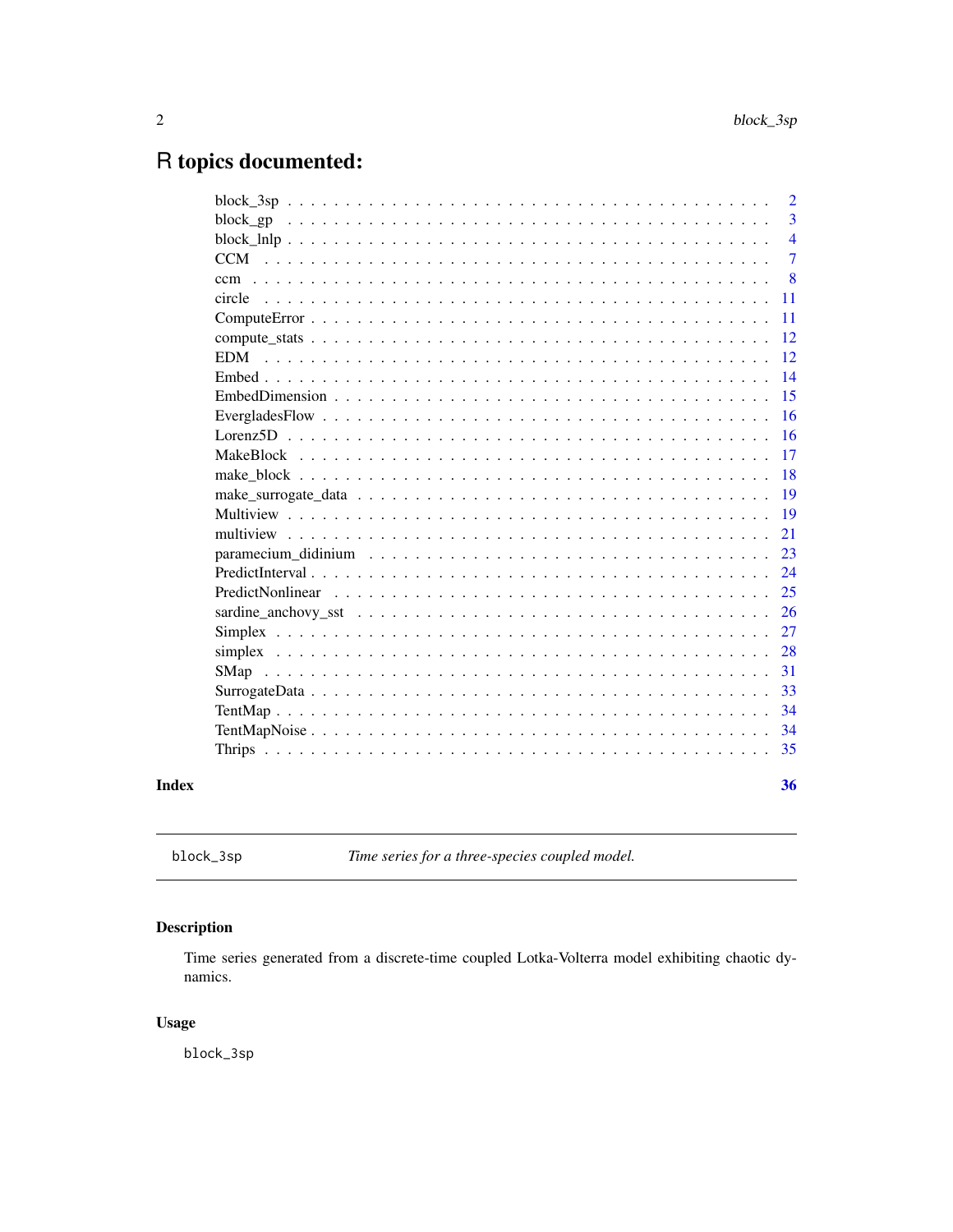# R topics documented:

| | |
|---|---|
| block_3sp | 2 |
| block_gp | 3 |
| block_lnlp | 4 |
| CCM | 7 |
| ccm | 8 |
| circle | 11 |
| ComputeError | 11 |
| compute_stats | 12 |
| EDM | 12 |
| Embed | 14 |
| EmbedDimension | 15 |
| EvergladesFlow | 16 |
| Lorenz5D | 16 |
| MakeBlock | 17 |
| make_block | 18 |
| make_surrogate_data | 19 |
| Multiview | 19 |
| multiview | 21 |
| paramecium_didinium | 23 |
| PredictInterval | 24 |
| PredictNonlinear | 25 |
| sardine_anchovy_sst | 26 |
| Simplex | 27 |
| simplex | 28 |
| SMap | 31 |
| SurrogateData | 33 |
| TentMap | 34 |
| TentMapNoise | 34 |
| Thrips | 35 |

**Index** **36**

---

`block_3sp` *Time series for a three-species coupled model.*

---

## Description

Time series generated from a discrete-time coupled Lotka-Volterra model exhibiting chaotic dynamics.

## Usage

```
block_3sp
```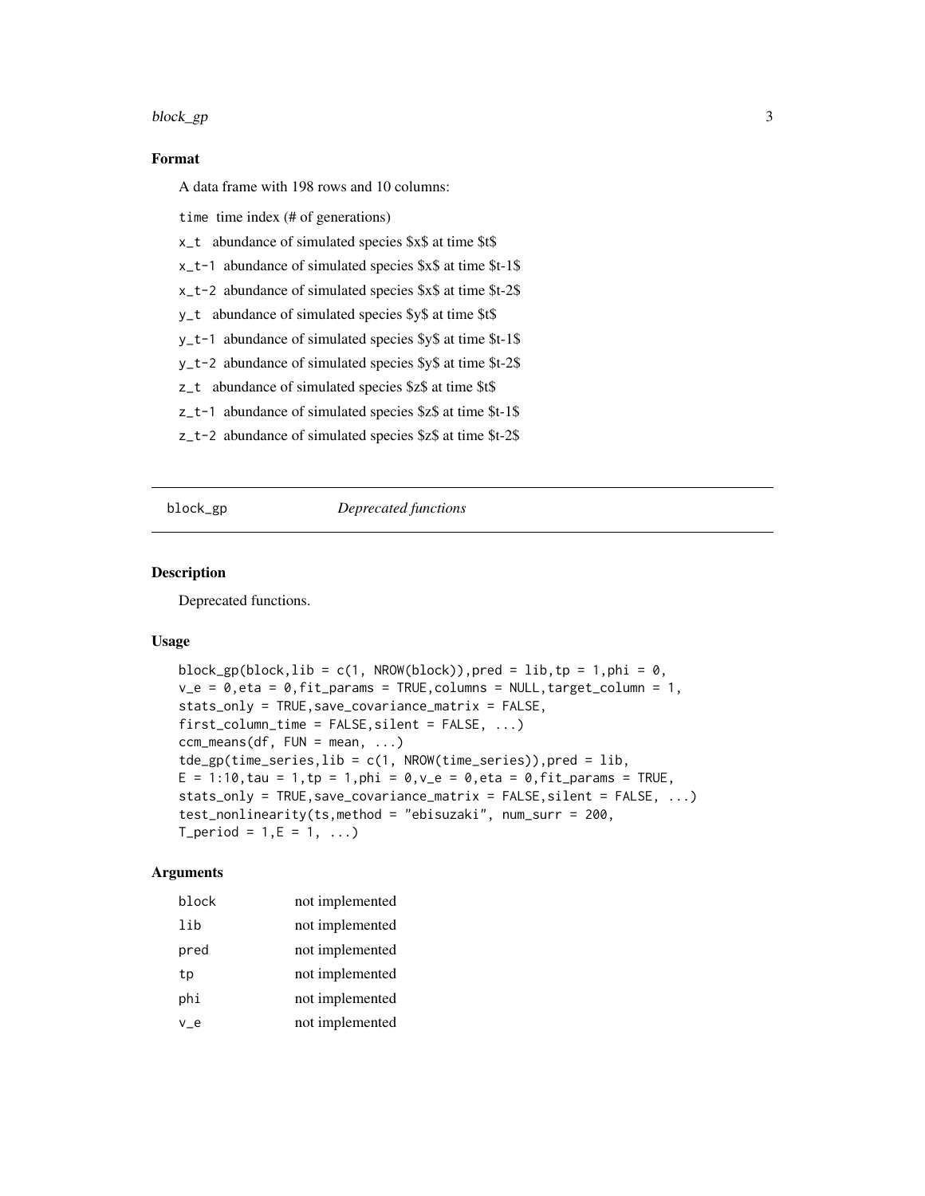### Format

A data frame with 198 rows and 10 columns:

- `time` time index (# of generations)
- `x_t` abundance of simulated species \$x\$ at time \$t\$
- `x_t-1` abundance of simulated species \$x\$ at time \$t-1\$
- `x_t-2` abundance of simulated species \$x\$ at time \$t-2\$
- `y_t` abundance of simulated species \$y\$ at time \$t\$
- `y_t-1` abundance of simulated species \$y\$ at time \$t-1\$
- `y_t-2` abundance of simulated species \$y\$ at time \$t-2\$
- `z_t` abundance of simulated species \$z\$ at time \$t\$
- `z_t-1` abundance of simulated species \$z\$ at time \$t-1\$
- `z_t-2` abundance of simulated species \$z\$ at time \$t-2\$

---

## block_gp — *Deprecated functions*

### Description

Deprecated functions.

### Usage

```
block_gp(block,lib = c(1, NROW(block)),pred = lib,tp = 1,phi = 0,
v_e = 0,eta = 0,fit_params = TRUE,columns = NULL,target_column = 1,
stats_only = TRUE,save_covariance_matrix = FALSE,
first_column_time = FALSE,silent = FALSE, ...)
ccm_means(df, FUN = mean, ...)
tde_gp(time_series,lib = c(1, NROW(time_series)),pred = lib,
E = 1:10,tau = 1,tp = 1,phi = 0,v_e = 0,eta = 0,fit_params = TRUE,
stats_only = TRUE,save_covariance_matrix = FALSE,silent = FALSE, ...)
test_nonlinearity(ts,method = "ebisuzaki", num_surr = 200,
T_period = 1,E = 1, ...)
```

### Arguments

| | |
|---|---|
| `block` | not implemented |
| `lib` | not implemented |
| `pred` | not implemented |
| `tp` | not implemented |
| `phi` | not implemented |
| `v_e` | not implemented |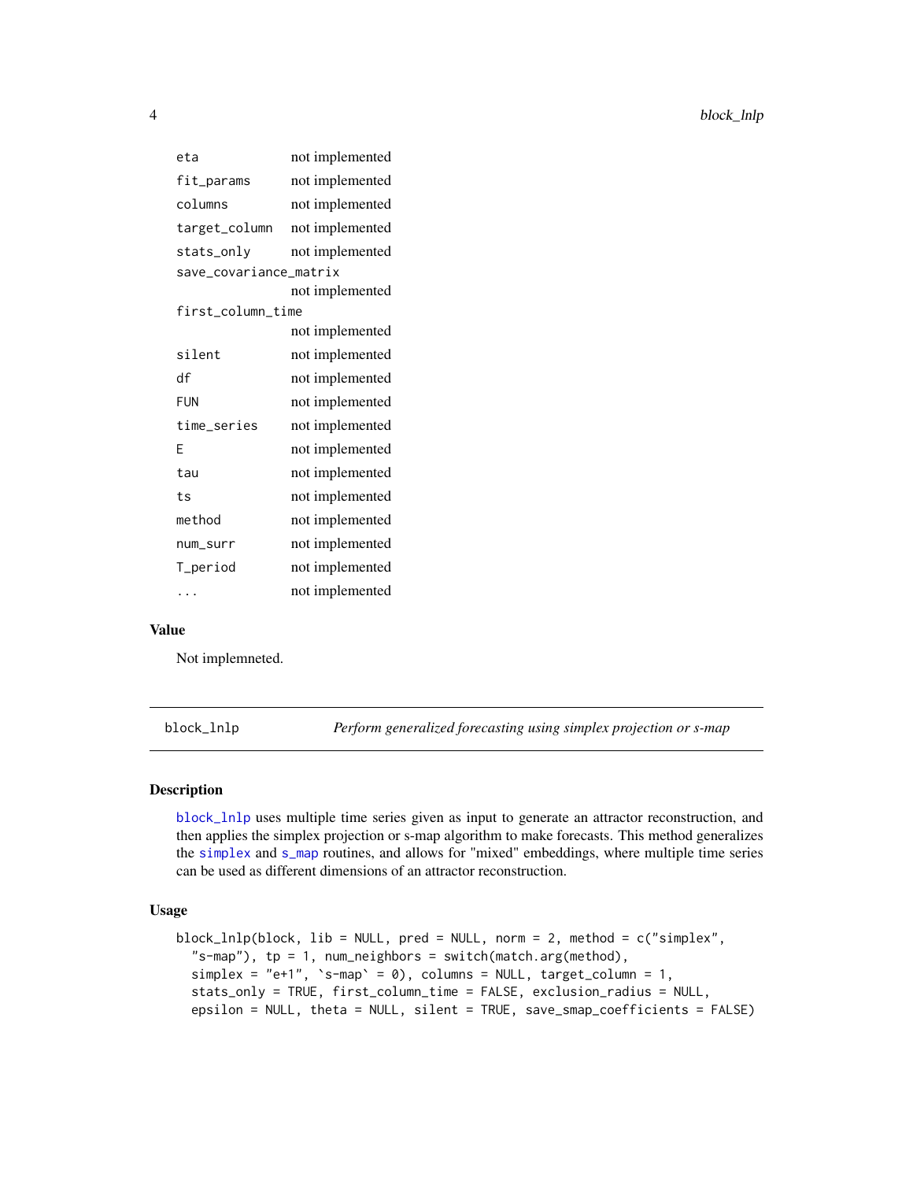| | |
|---|---|
| `eta` | not implemented |
| `fit_params` | not implemented |
| `columns` | not implemented |
| `target_column` | not implemented |
| `stats_only` | not implemented |
| `save_covariance_matrix` | not implemented |
| `first_column_time` | not implemented |
| `silent` | not implemented |
| `df` | not implemented |
| `FUN` | not implemented |
| `time_series` | not implemented |
| `E` | not implemented |
| `tau` | not implemented |
| `ts` | not implemented |
| `method` | not implemented |
| `num_surr` | not implemented |
| `T_period` | not implemented |
| `...` | not implemented |

### Value

Not implemneted.

---

## block_lnlp — *Perform generalized forecasting using simplex projection or s-map*

### Description

`block_lnlp` uses multiple time series given as input to generate an attractor reconstruction, and then applies the simplex projection or s-map algorithm to make forecasts. This method generalizes the `simplex` and `s_map` routines, and allows for "mixed" embeddings, where multiple time series can be used as different dimensions of an attractor reconstruction.

### Usage

```
block_lnlp(block, lib = NULL, pred = NULL, norm = 2, method = c("simplex",
  "s-map"), tp = 1, num_neighbors = switch(match.arg(method),
  simplex = "e+1", `s-map` = 0), columns = NULL, target_column = 1,
  stats_only = TRUE, first_column_time = FALSE, exclusion_radius = NULL,
  epsilon = NULL, theta = NULL, silent = TRUE, save_smap_coefficients = FALSE)
```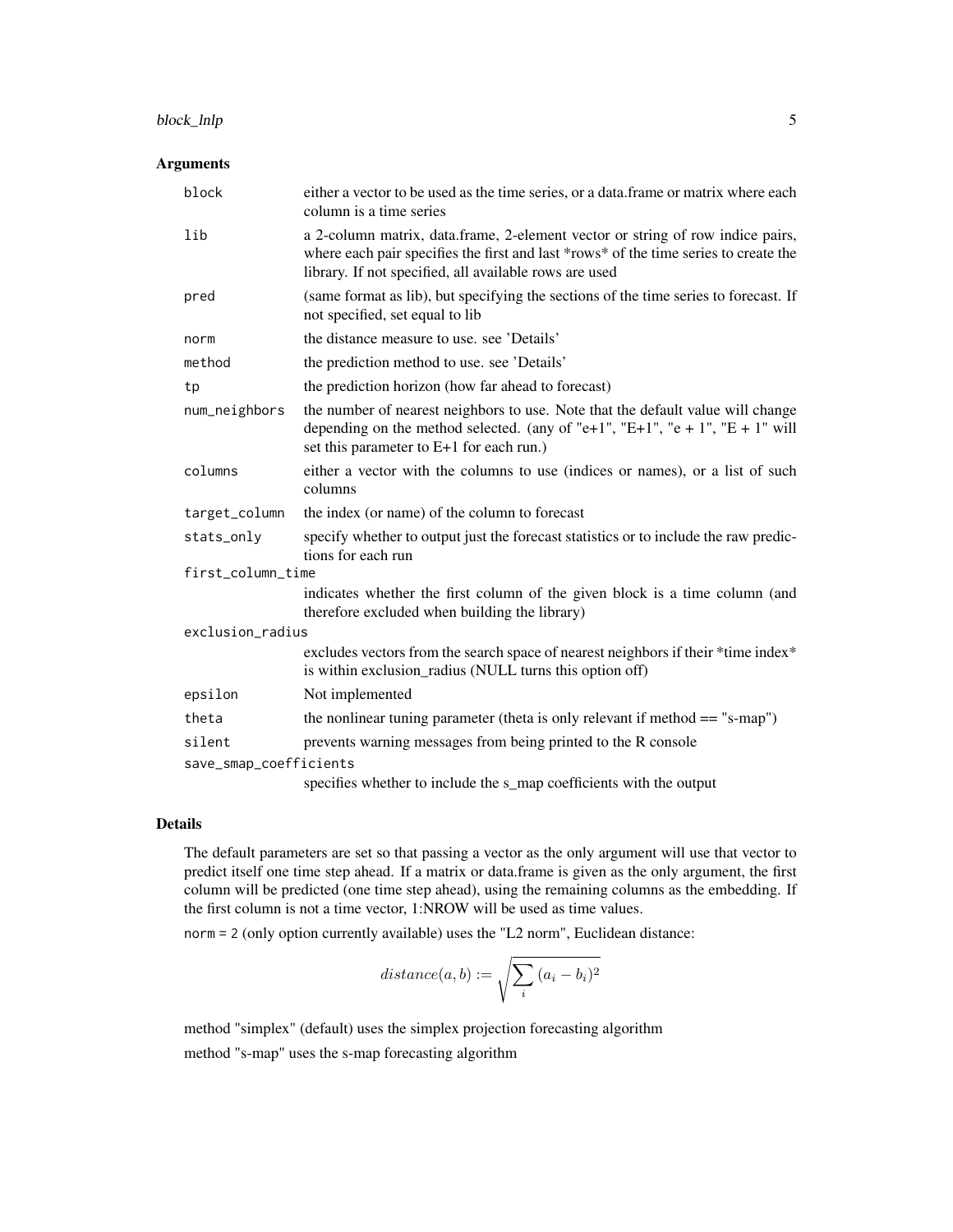## Arguments

| | |
|---|---|
| `block` | either a vector to be used as the time series, or a data.frame or matrix where each column is a time series |
| `lib` | a 2-column matrix, data.frame, 2-element vector or string of row indice pairs, where each pair specifies the first and last *rows* of the time series to create the library. If not specified, all available rows are used |
| `pred` | (same format as lib), but specifying the sections of the time series to forecast. If not specified, set equal to lib |
| `norm` | the distance measure to use. see 'Details' |
| `method` | the prediction method to use. see 'Details' |
| `tp` | the prediction horizon (how far ahead to forecast) |
| `num_neighbors` | the number of nearest neighbors to use. Note that the default value will change depending on the method selected. (any of "e+1", "E+1", "e + 1", "E + 1" will set this parameter to E+1 for each run.) |
| `columns` | either a vector with the columns to use (indices or names), or a list of such columns |
| `target_column` | the index (or name) of the column to forecast |
| `stats_only` | specify whether to output just the forecast statistics or to include the raw predictions for each run |
| `first_column_time` | indicates whether the first column of the given block is a time column (and therefore excluded when building the library) |
| `exclusion_radius` | excludes vectors from the search space of nearest neighbors if their *time index* is within exclusion_radius (NULL turns this option off) |
| `epsilon` | Not implemented |
| `theta` | the nonlinear tuning parameter (theta is only relevant if method == "s-map") |
| `silent` | prevents warning messages from being printed to the R console |
| `save_smap_coefficients` | specifies whether to include the s_map coefficients with the output |

## Details

The default parameters are set so that passing a vector as the only argument will use that vector to predict itself one time step ahead. If a matrix or data.frame is given as the only argument, the first column will be predicted (one time step ahead), using the remaining columns as the embedding. If the first column is not a time vector, 1:NROW will be used as time values.

`norm = 2` (only option currently available) uses the "L2 norm", Euclidean distance:

$$distance(a, b) := \sqrt{\sum_i (a_i - b_i)^2}$$

method "simplex" (default) uses the simplex projection forecasting algorithm

method "s-map" uses the s-map forecasting algorithm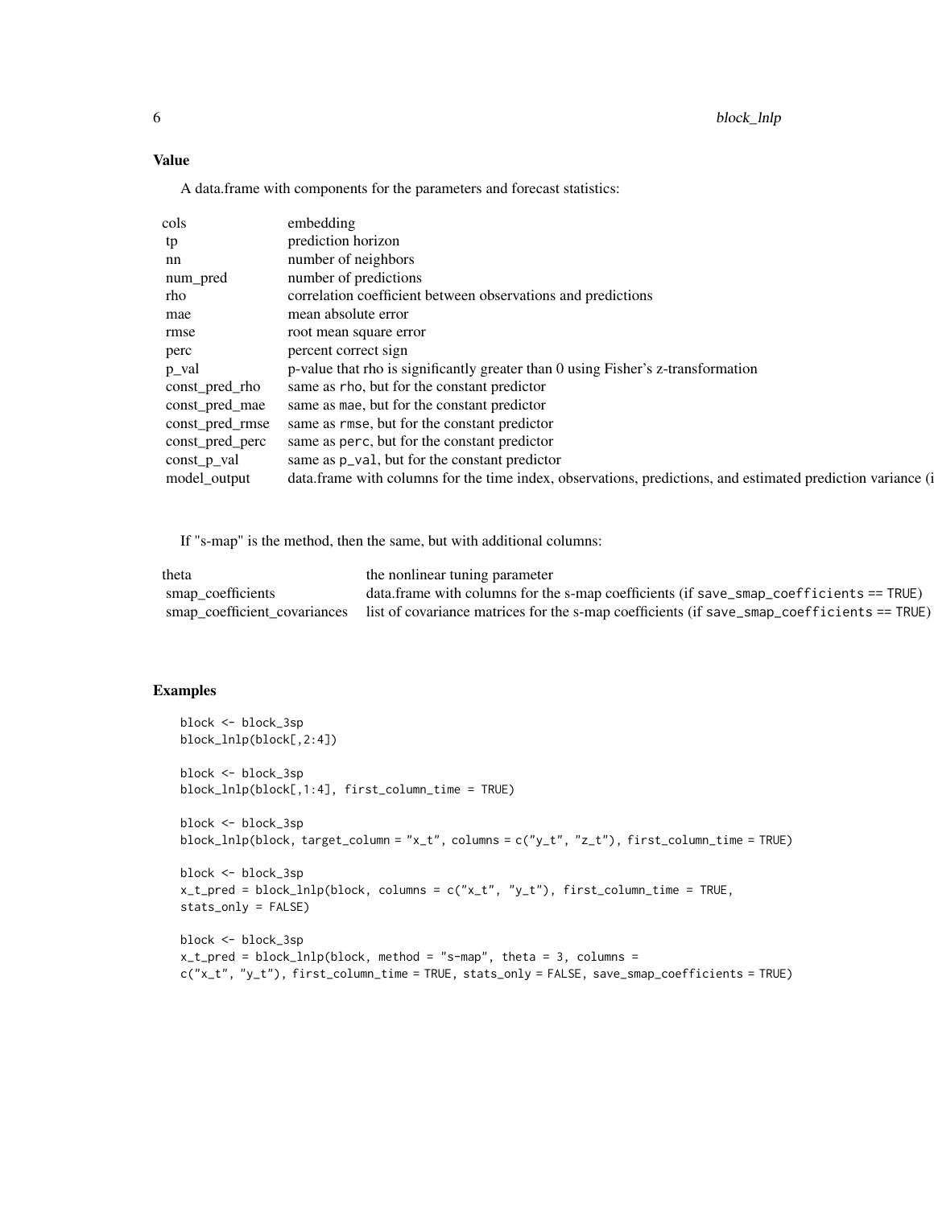### Value

A data.frame with components for the parameters and forecast statistics:

| | |
|---|---|
| cols | embedding |
| tp | prediction horizon |
| nn | number of neighbors |
| num_pred | number of predictions |
| rho | correlation coefficient between observations and predictions |
| mae | mean absolute error |
| rmse | root mean square error |
| perc | percent correct sign |
| p_val | p-value that rho is significantly greater than 0 using Fisher's z-transformation |
| const_pred_rho | same as `rho`, but for the constant predictor |
| const_pred_mae | same as `mae`, but for the constant predictor |
| const_pred_rmse | same as `rmse`, but for the constant predictor |
| const_pred_perc | same as `perc`, but for the constant predictor |
| const_p_val | same as `p_val`, but for the constant predictor |
| model_output | data.frame with columns for the time index, observations, predictions, and estimated prediction variance (i |

If "s-map" is the method, then the same, but with additional columns:

| | |
|---|---|
| theta | the nonlinear tuning parameter |
| smap_coefficients | data.frame with columns for the s-map coefficients (if `save_smap_coefficients == TRUE`) |
| smap_coefficient_covariances | list of covariance matrices for the s-map coefficients (if `save_smap_coefficients == TRUE`) |

### Examples

```
block <- block_3sp
block_lnlp(block[,2:4])

block <- block_3sp
block_lnlp(block[,1:4], first_column_time = TRUE)

block <- block_3sp
block_lnlp(block, target_column = "x_t", columns = c("y_t", "z_t"), first_column_time = TRUE)

block <- block_3sp
x_t_pred = block_lnlp(block, columns = c("x_t", "y_t"), first_column_time = TRUE,
stats_only = FALSE)

block <- block_3sp
x_t_pred = block_lnlp(block, method = "s-map", theta = 3, columns =
c("x_t", "y_t"), first_column_time = TRUE, stats_only = FALSE, save_smap_coefficients = TRUE)
```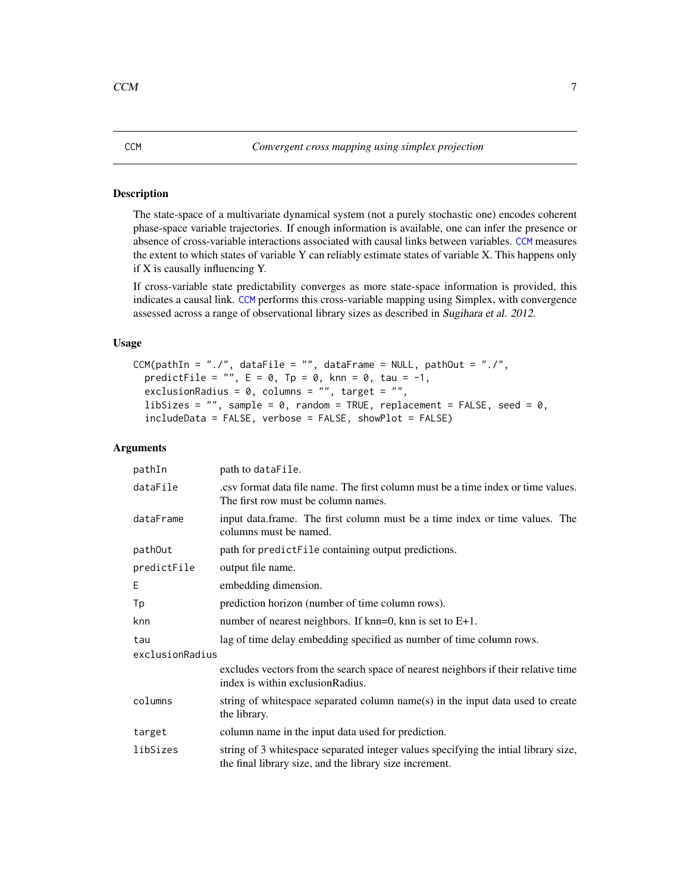# CCM — Convergent cross mapping using simplex projection

## Description

The state-space of a multivariate dynamical system (not a purely stochastic one) encodes coherent phase-space variable trajectories. If enough information is available, one can infer the presence or absence of cross-variable interactions associated with causal links between variables. CCM measures the extent to which states of variable Y can reliably estimate states of variable X. This happens only if X is causally influencing Y.

If cross-variable state predictability converges as more state-space information is provided, this indicates a causal link. CCM performs this cross-variable mapping using Simplex, with convergence assessed across a range of observational library sizes as described in *Sugihara et al. 2012*.

## Usage

```
CCM(pathIn = "./", dataFile = "", dataFrame = NULL, pathOut = "./",
  predictFile = "", E = 0, Tp = 0, knn = 0, tau = -1,
  exclusionRadius = 0, columns = "", target = "",
  libSizes = "", sample = 0, random = TRUE, replacement = FALSE, seed = 0,
  includeData = FALSE, verbose = FALSE, showPlot = FALSE)
```

## Arguments

| Argument | Description |
| --- | --- |
| `pathIn` | path to `dataFile`. |
| `dataFile` | .csv format data file name. The first column must be a time index or time values. The first row must be column names. |
| `dataFrame` | input data.frame. The first column must be a time index or time values. The columns must be named. |
| `pathOut` | path for `predictFile` containing output predictions. |
| `predictFile` | output file name. |
| `E` | embedding dimension. |
| `Tp` | prediction horizon (number of time column rows). |
| `knn` | number of nearest neighbors. If knn=0, knn is set to E+1. |
| `tau` | lag of time delay embedding specified as number of time column rows. |
| `exclusionRadius` | excludes vectors from the search space of nearest neighbors if their relative time index is within exclusionRadius. |
| `columns` | string of whitespace separated column name(s) in the input data used to create the library. |
| `target` | column name in the input data used for prediction. |
| `libSizes` | string of 3 whitespace separated integer values specifying the intial library size, the final library size, and the library size increment. |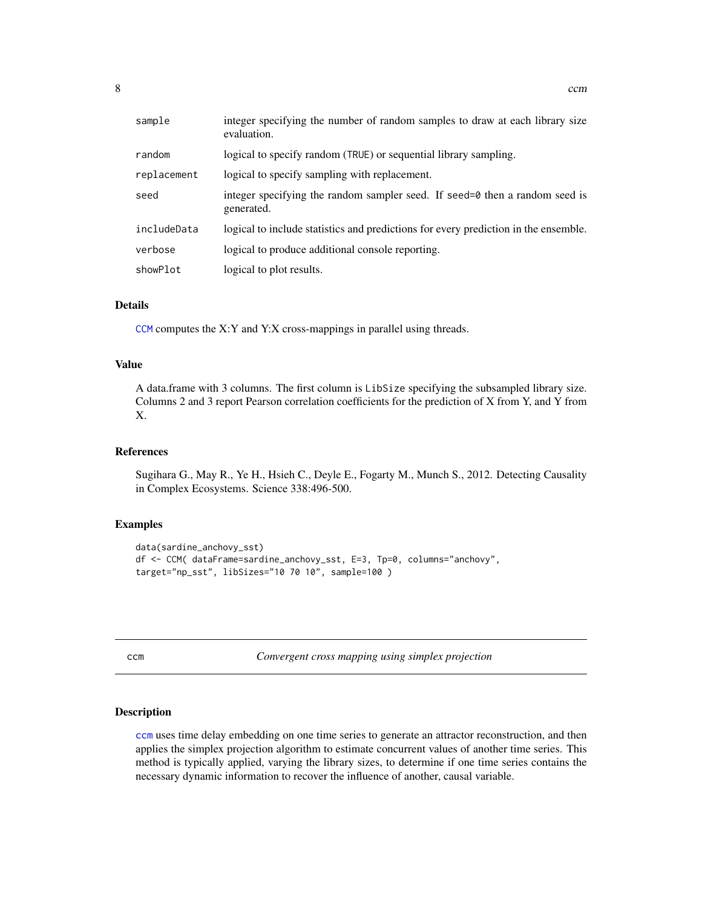| | |
|---|---|
| sample | integer specifying the number of random samples to draw at each library size evaluation. |
| random | logical to specify random (TRUE) or sequential library sampling. |
| replacement | logical to specify sampling with replacement. |
| seed | integer specifying the random sampler seed. If seed=0 then a random seed is generated. |
| includeData | logical to include statistics and predictions for every prediction in the ensemble. |
| verbose | logical to produce additional console reporting. |
| showPlot | logical to plot results. |

### Details

CCM computes the X:Y and Y:X cross-mappings in parallel using threads.

### Value

A data.frame with 3 columns. The first column is LibSize specifying the subsampled library size. Columns 2 and 3 report Pearson correlation coefficients for the prediction of X from Y, and Y from X.

### References

Sugihara G., May R., Ye H., Hsieh C., Deyle E., Fogarty M., Munch S., 2012. Detecting Causality in Complex Ecosystems. Science 338:496-500.

### Examples

```
data(sardine_anchovy_sst)
df <- CCM( dataFrame=sardine_anchovy_sst, E=3, Tp=0, columns="anchovy",
target="np_sst", libSizes="10 70 10", sample=100 )
```

---

## ccm — *Convergent cross mapping using simplex projection*

### Description

ccm uses time delay embedding on one time series to generate an attractor reconstruction, and then applies the simplex projection algorithm to estimate concurrent values of another time series. This method is typically applied, varying the library sizes, to determine if one time series contains the necessary dynamic information to recover the influence of another, causal variable.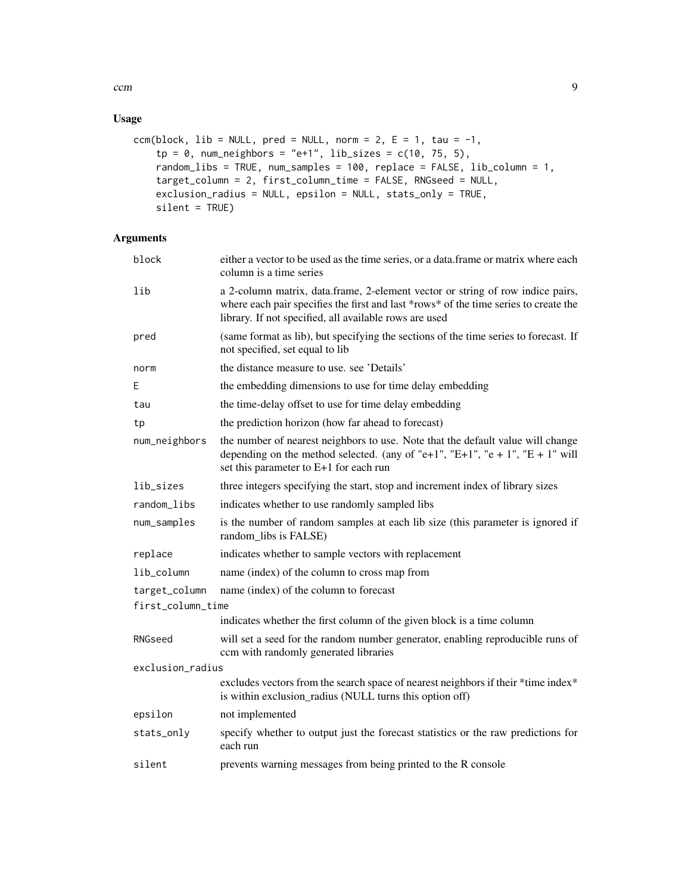## Usage

```
ccm(block, lib = NULL, pred = NULL, norm = 2, E = 1, tau = -1,
    tp = 0, num_neighbors = "e+1", lib_sizes = c(10, 75, 5),
    random_libs = TRUE, num_samples = 100, replace = FALSE, lib_column = 1,
    target_column = 2, first_column_time = FALSE, RNGseed = NULL,
    exclusion_radius = NULL, epsilon = NULL, stats_only = TRUE,
    silent = TRUE)
```

## Arguments

| | |
|---|---|
| `block` | either a vector to be used as the time series, or a data.frame or matrix where each column is a time series |
| `lib` | a 2-column matrix, data.frame, 2-element vector or string of row indice pairs, where each pair specifies the first and last *rows* of the time series to create the library. If not specified, all available rows are used |
| `pred` | (same format as lib), but specifying the sections of the time series to forecast. If not specified, set equal to lib |
| `norm` | the distance measure to use. see 'Details' |
| `E` | the embedding dimensions to use for time delay embedding |
| `tau` | the time-delay offset to use for time delay embedding |
| `tp` | the prediction horizon (how far ahead to forecast) |
| `num_neighbors` | the number of nearest neighbors to use. Note that the default value will change depending on the method selected. (any of "e+1", "E+1", "e + 1", "E + 1" will set this parameter to E+1 for each run |
| `lib_sizes` | three integers specifying the start, stop and increment index of library sizes |
| `random_libs` | indicates whether to use randomly sampled libs |
| `num_samples` | is the number of random samples at each lib size (this parameter is ignored if random_libs is FALSE) |
| `replace` | indicates whether to sample vectors with replacement |
| `lib_column` | name (index) of the column to cross map from |
| `target_column` | name (index) of the column to forecast |
| `first_column_time` | indicates whether the first column of the given block is a time column |
| `RNGseed` | will set a seed for the random number generator, enabling reproducible runs of ccm with randomly generated libraries |
| `exclusion_radius` | excludes vectors from the search space of nearest neighbors if their *time index* is within exclusion_radius (NULL turns this option off) |
| `epsilon` | not implemented |
| `stats_only` | specify whether to output just the forecast statistics or the raw predictions for each run |
| `silent` | prevents warning messages from being printed to the R console |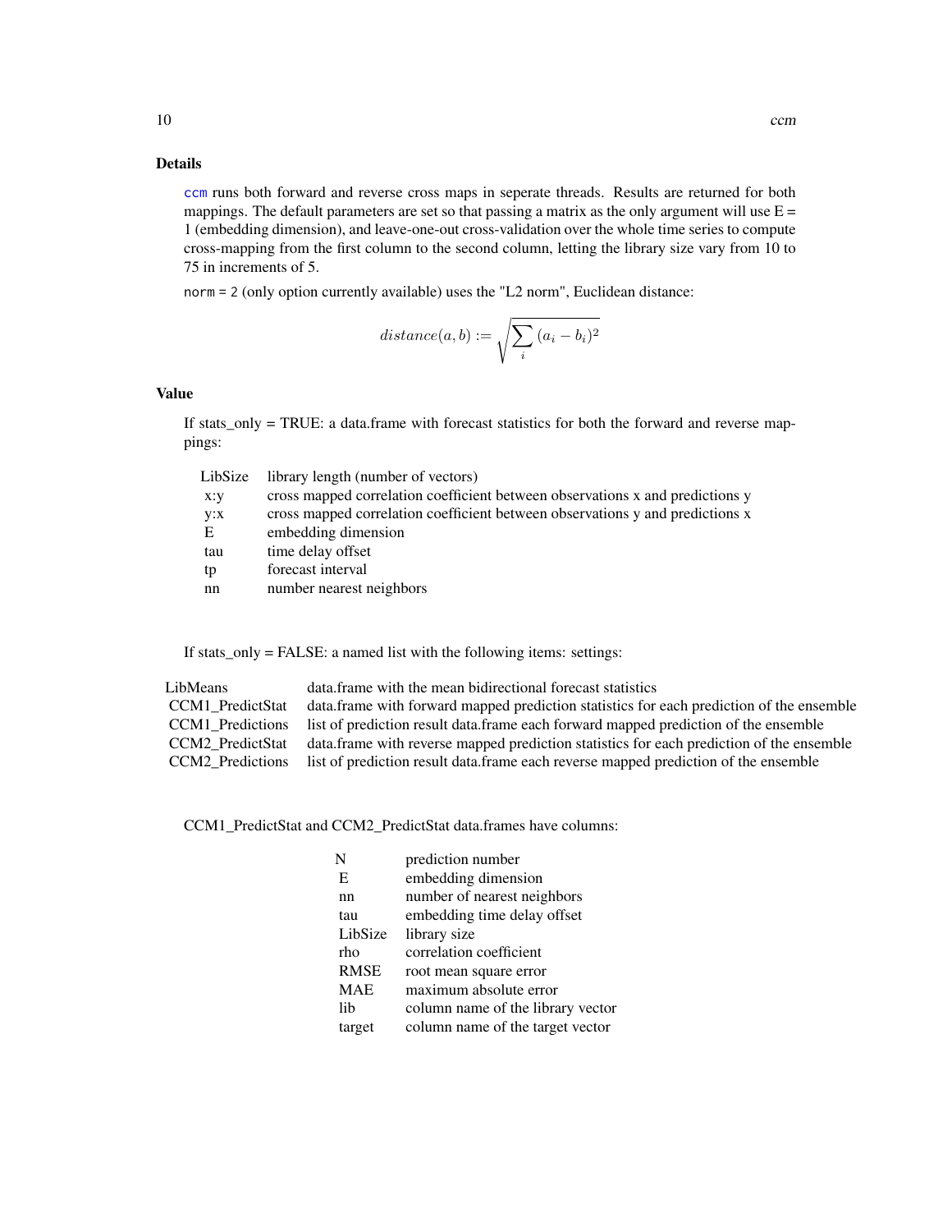### Details

ccm runs both forward and reverse cross maps in seperate threads. Results are returned for both mappings. The default parameters are set so that passing a matrix as the only argument will use E = 1 (embedding dimension), and leave-one-out cross-validation over the whole time series to compute cross-mapping from the first column to the second column, letting the library size vary from 10 to 75 in increments of 5.

`norm = 2` (only option currently available) uses the "L2 norm", Euclidean distance:

$$distance(a, b) := \sqrt{\sum_i (a_i - b_i)^2}$$

### Value

If stats_only = TRUE: a data.frame with forecast statistics for both the forward and reverse mappings:

| | |
|---|---|
| LibSize | library length (number of vectors) |
| x:y | cross mapped correlation coefficient between observations x and predictions y |
| y:x | cross mapped correlation coefficient between observations y and predictions x |
| E | embedding dimension |
| tau | time delay offset |
| tp | forecast interval |
| nn | number nearest neighbors |

If stats_only = FALSE: a named list with the following items: settings:

| | |
|---|---|
| LibMeans | data.frame with the mean bidirectional forecast statistics |
| CCM1_PredictStat | data.frame with forward mapped prediction statistics for each prediction of the ensemble |
| CCM1_Predictions | list of prediction result data.frame each forward mapped prediction of the ensemble |
| CCM2_PredictStat | data.frame with reverse mapped prediction statistics for each prediction of the ensemble |
| CCM2_Predictions | list of prediction result data.frame each reverse mapped prediction of the ensemble |

CCM1_PredictStat and CCM2_PredictStat data.frames have columns:

| | |
|---|---|
| N | prediction number |
| E | embedding dimension |
| nn | number of nearest neighbors |
| tau | embedding time delay offset |
| LibSize | library size |
| rho | correlation coefficient |
| RMSE | root mean square error |
| MAE | maximum absolute error |
| lib | column name of the library vector |
| target | column name of the target vector |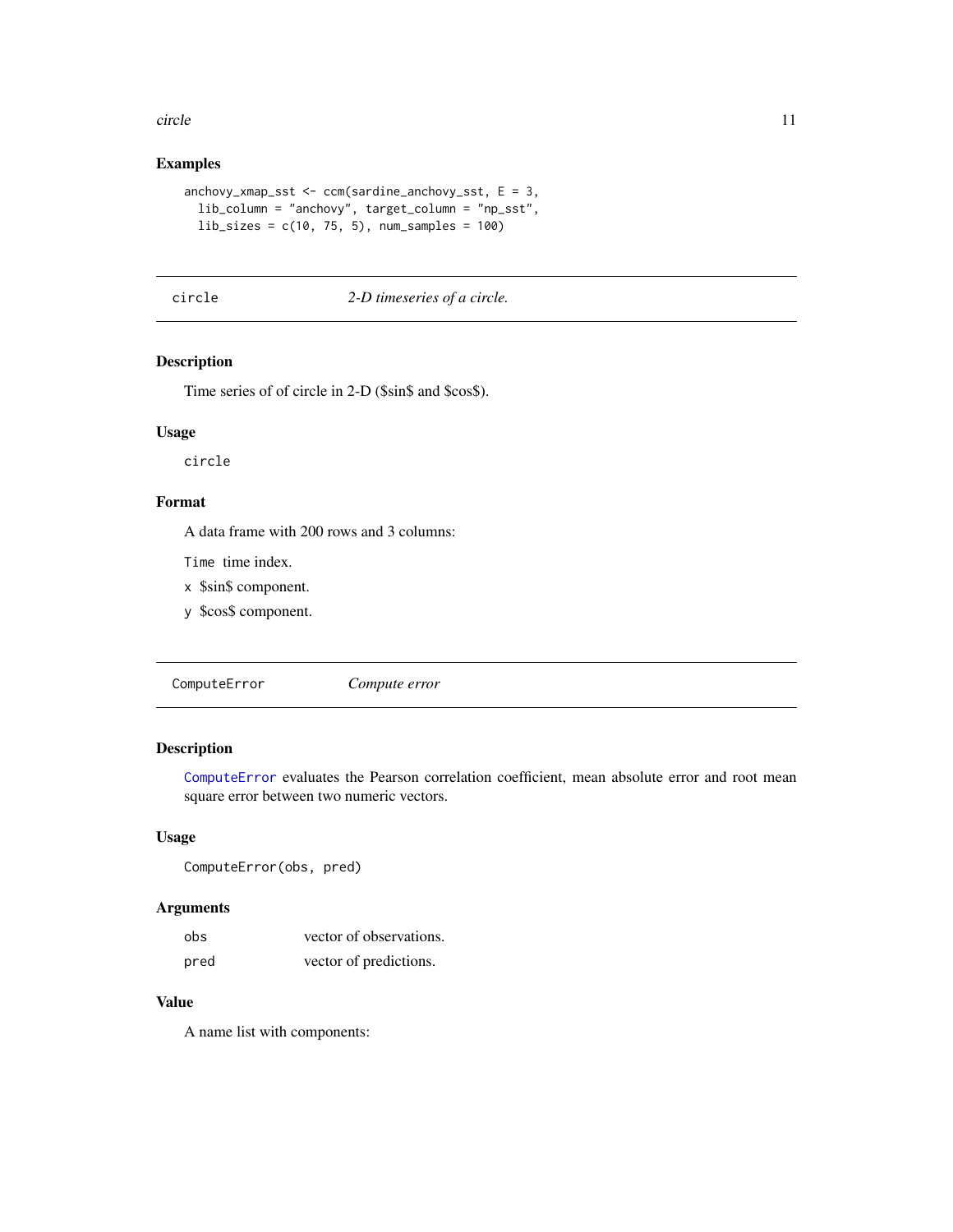## Examples

```
anchovy_xmap_sst <- ccm(sardine_anchovy_sst, E = 3,
  lib_column = "anchovy", target_column = "np_sst",
  lib_sizes = c(10, 75, 5), num_samples = 100)
```

---

## circle — *2-D timeseries of a circle.*

### Description

Time series of of circle in 2-D ($sin$ and $cos$).

### Usage

```
circle
```

### Format

A data frame with 200 rows and 3 columns:

- `Time` time index.
- `x` $sin$ component.
- `y` $cos$ component.

---

## ComputeError — *Compute error*

### Description

`ComputeError` evaluates the Pearson correlation coefficient, mean absolute error and root mean square error between two numeric vectors.

### Usage

```
ComputeError(obs, pred)
```

### Arguments

| | |
|---|---|
| `obs` | vector of observations. |
| `pred` | vector of predictions. |

### Value

A name list with components: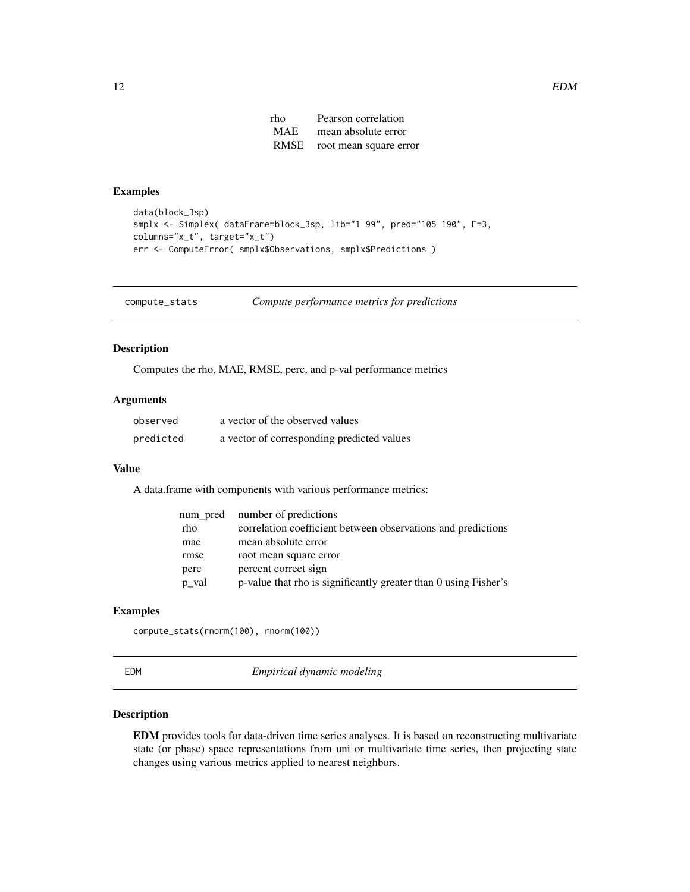| | |
|---|---|
| rho | Pearson correlation |
| MAE | mean absolute error |
| RMSE | root mean square error |

## Examples

```
data(block_3sp)
smplx <- Simplex( dataFrame=block_3sp, lib="1 99", pred="105 190", E=3,
columns="x_t", target="x_t")
err <- ComputeError( smplx$Observations, smplx$Predictions )
```

# compute_stats — *Compute performance metrics for predictions*

## Description

Computes the rho, MAE, RMSE, perc, and p-val performance metrics

## Arguments

| | |
|---|---|
| `observed` | a vector of the observed values |
| `predicted` | a vector of corresponding predicted values |

## Value

A data.frame with components with various performance metrics:

| | |
|---|---|
| num_pred | number of predictions |
| rho | correlation coefficient between observations and predictions |
| mae | mean absolute error |
| rmse | root mean square error |
| perc | percent correct sign |
| p_val | p-value that rho is significantly greater than 0 using Fisher's |

## Examples

```
compute_stats(rnorm(100), rnorm(100))
```

# EDM — *Empirical dynamic modeling*

## Description

**EDM** provides tools for data-driven time series analyses. It is based on reconstructing multivariate state (or phase) space representations from uni or multivariate time series, then projecting state changes using various metrics applied to nearest neighbors.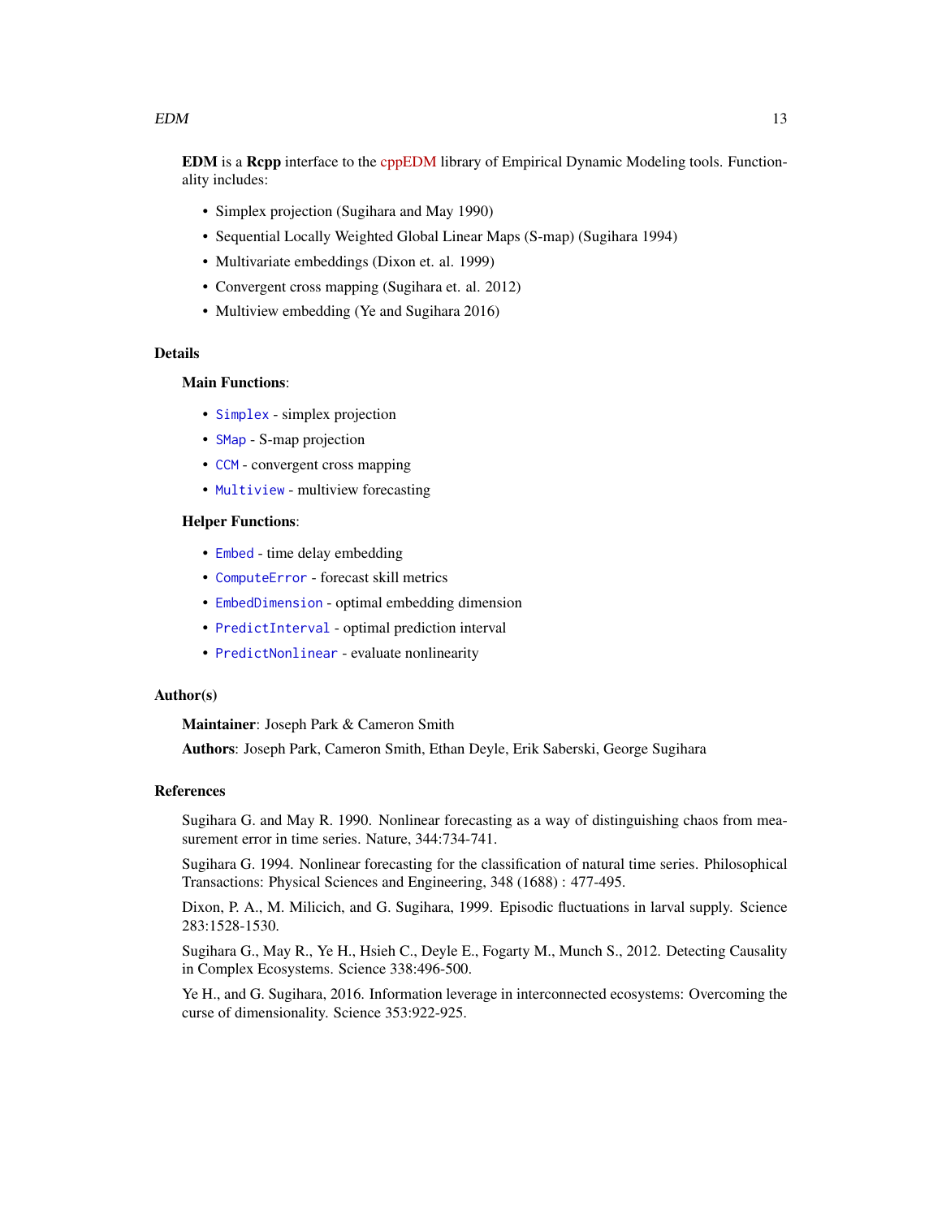**EDM** is a **Rcpp** interface to the cppEDM library of Empirical Dynamic Modeling tools. Functionality includes:

- Simplex projection (Sugihara and May 1990)
- Sequential Locally Weighted Global Linear Maps (S-map) (Sugihara 1994)
- Multivariate embeddings (Dixon et. al. 1999)
- Convergent cross mapping (Sugihara et. al. 2012)
- Multiview embedding (Ye and Sugihara 2016)

## Details

**Main Functions**:

- `Simplex` - simplex projection
- `SMap` - S-map projection
- `CCM` - convergent cross mapping
- `Multiview` - multiview forecasting

**Helper Functions**:

- `Embed` - time delay embedding
- `ComputeError` - forecast skill metrics
- `EmbedDimension` - optimal embedding dimension
- `PredictInterval` - optimal prediction interval
- `PredictNonlinear` - evaluate nonlinearity

## Author(s)

**Maintainer**: Joseph Park & Cameron Smith

**Authors**: Joseph Park, Cameron Smith, Ethan Deyle, Erik Saberski, George Sugihara

## References

Sugihara G. and May R. 1990. Nonlinear forecasting as a way of distinguishing chaos from measurement error in time series. Nature, 344:734-741.

Sugihara G. 1994. Nonlinear forecasting for the classification of natural time series. Philosophical Transactions: Physical Sciences and Engineering, 348 (1688) : 477-495.

Dixon, P. A., M. Milicich, and G. Sugihara, 1999. Episodic fluctuations in larval supply. Science 283:1528-1530.

Sugihara G., May R., Ye H., Hsieh C., Deyle E., Fogarty M., Munch S., 2012. Detecting Causality in Complex Ecosystems. Science 338:496-500.

Ye H., and G. Sugihara, 2016. Information leverage in interconnected ecosystems: Overcoming the curse of dimensionality. Science 353:922-925.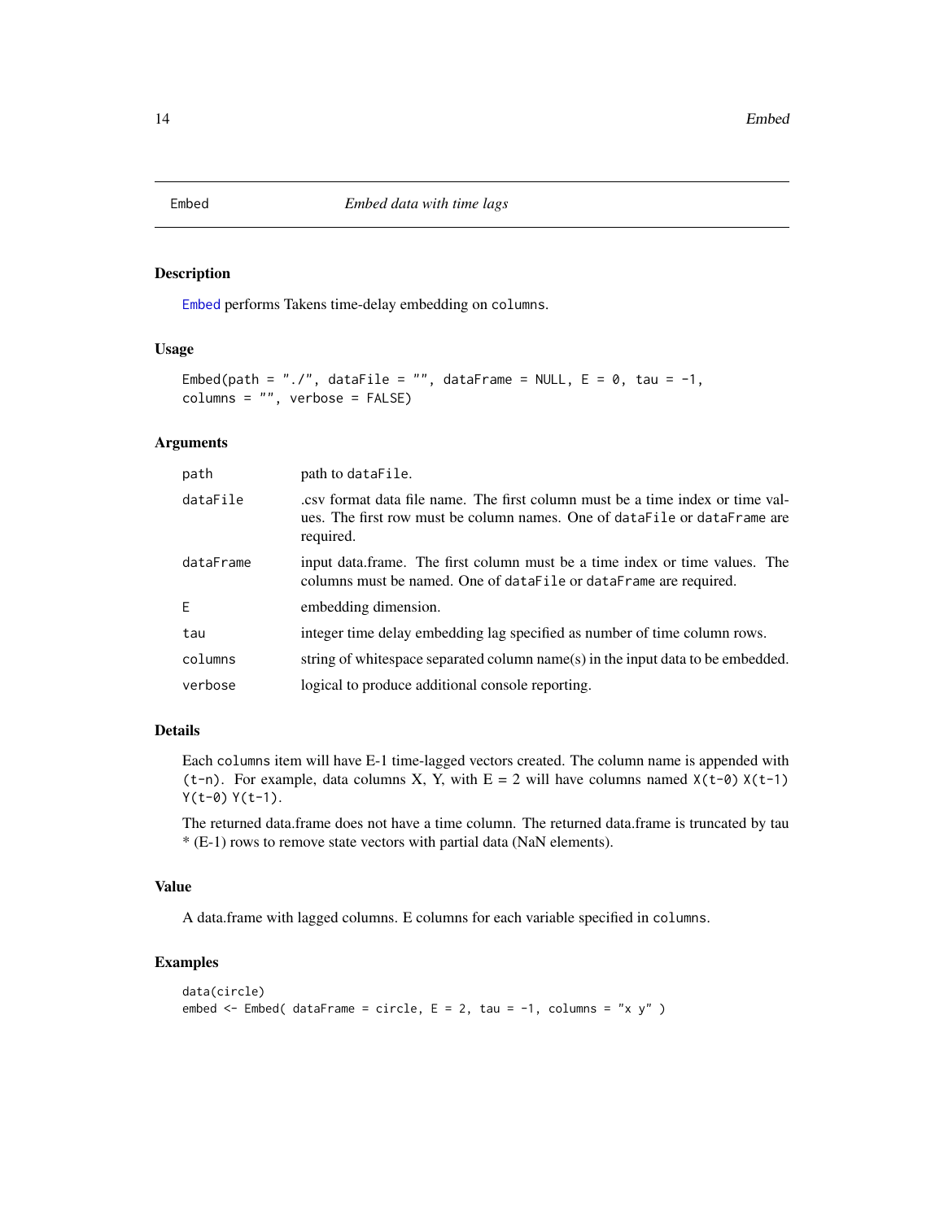# Embed — *Embed data with time lags*

## Description

`Embed` performs Takens time-delay embedding on `columns`.

## Usage

```
Embed(path = "./", dataFile = "", dataFrame = NULL, E = 0, tau = -1,
columns = "", verbose = FALSE)
```

## Arguments

| | |
|---|---|
| `path` | path to `dataFile`. |
| `dataFile` | .csv format data file name. The first column must be a time index or time values. The first row must be column names. One of `dataFile` or `dataFrame` are required. |
| `dataFrame` | input data.frame. The first column must be a time index or time values. The columns must be named. One of `dataFile` or `dataFrame` are required. |
| `E` | embedding dimension. |
| `tau` | integer time delay embedding lag specified as number of time column rows. |
| `columns` | string of whitespace separated column name(s) in the input data to be embedded. |
| `verbose` | logical to produce additional console reporting. |

## Details

Each `columns` item will have E-1 time-lagged vectors created. The column name is appended with `(t-n)`. For example, data columns X, Y, with E = 2 will have columns named `X(t-0) X(t-1) Y(t-0) Y(t-1)`.

The returned data.frame does not have a time column. The returned data.frame is truncated by tau * (E-1) rows to remove state vectors with partial data (NaN elements).

## Value

A data.frame with lagged columns. E columns for each variable specified in `columns`.

## Examples

```
data(circle)
embed <- Embed( dataFrame = circle, E = 2, tau = -1, columns = "x y" )
```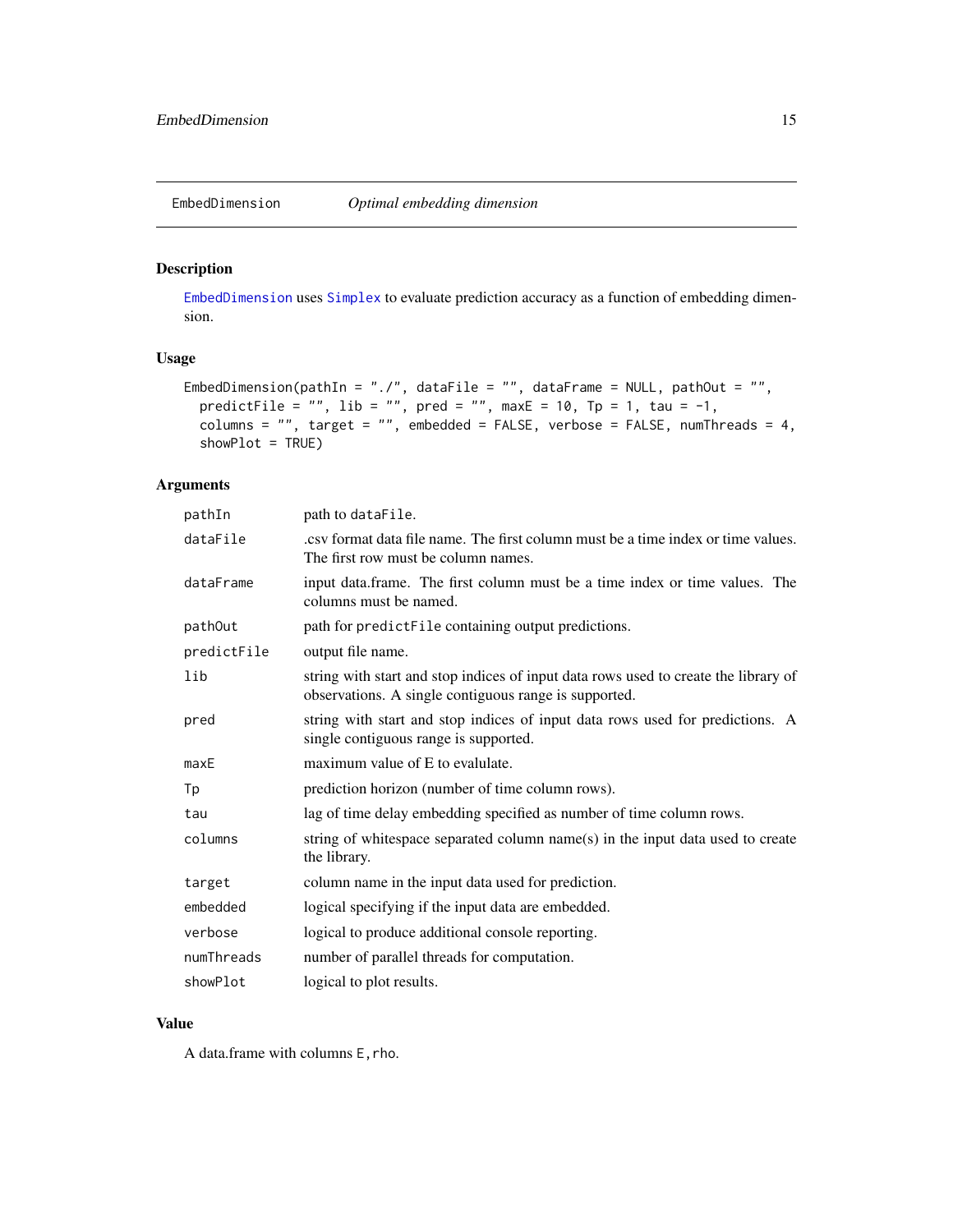## EmbedDimension *Optimal embedding dimension*

### Description

EmbedDimension uses Simplex to evaluate prediction accuracy as a function of embedding dimension.

### Usage

```
EmbedDimension(pathIn = "./", dataFile = "", dataFrame = NULL, pathOut = "",
  predictFile = "", lib = "", pred = "", maxE = 10, Tp = 1, tau = -1,
  columns = "", target = "", embedded = FALSE, verbose = FALSE, numThreads = 4,
  showPlot = TRUE)
```

### Arguments

| | |
|---|---|
| pathIn | path to dataFile. |
| dataFile | .csv format data file name. The first column must be a time index or time values. The first row must be column names. |
| dataFrame | input data.frame. The first column must be a time index or time values. The columns must be named. |
| pathOut | path for predictFile containing output predictions. |
| predictFile | output file name. |
| lib | string with start and stop indices of input data rows used to create the library of observations. A single contiguous range is supported. |
| pred | string with start and stop indices of input data rows used for predictions. A single contiguous range is supported. |
| maxE | maximum value of E to evalutate. |
| Tp | prediction horizon (number of time column rows). |
| tau | lag of time delay embedding specified as number of time column rows. |
| columns | string of whitespace separated column name(s) in the input data used to create the library. |
| target | column name in the input data used for prediction. |
| embedded | logical specifying if the input data are embedded. |
| verbose | logical to produce additional console reporting. |
| numThreads | number of parallel threads for computation. |
| showPlot | logical to plot results. |

### Value

A data.frame with columns E,rho.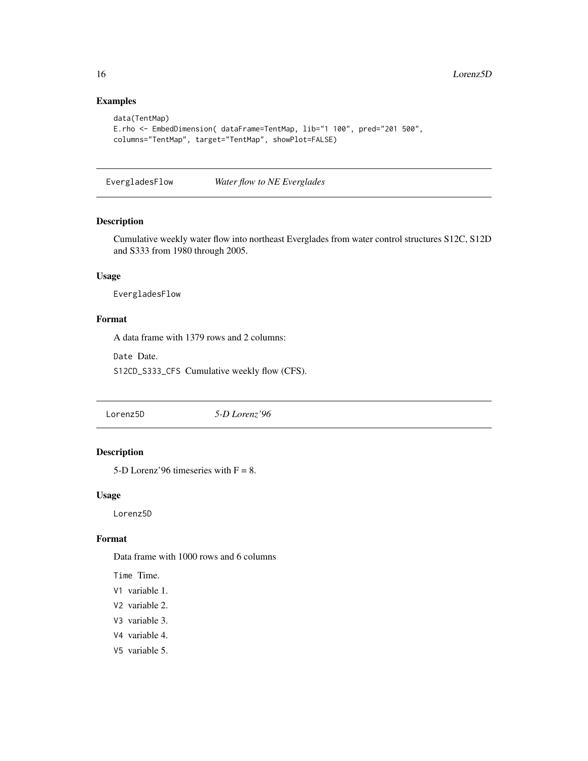### Examples

```
data(TentMap)
E.rho <- EmbedDimension( dataFrame=TentMap, lib="1 100", pred="201 500",
columns="TentMap", target="TentMap", showPlot=FALSE)
```

---

## EvergladesFlow    *Water flow to NE Everglades*

### Description

Cumulative weekly water flow into northeast Everglades from water control structures S12C, S12D and S333 from 1980 through 2005.

### Usage

```
EvergladesFlow
```

### Format

A data frame with 1379 rows and 2 columns:

`Date` Date.

`S12CD_S333_CFS` Cumulative weekly flow (CFS).

---

## Lorenz5D    *5-D Lorenz'96*

### Description

5-D Lorenz'96 timeseries with F = 8.

### Usage

```
Lorenz5D
```

### Format

Data frame with 1000 rows and 6 columns

`Time` Time.

`V1` variable 1.

`V2` variable 2.

`V3` variable 3.

`V4` variable 4.

`V5` variable 5.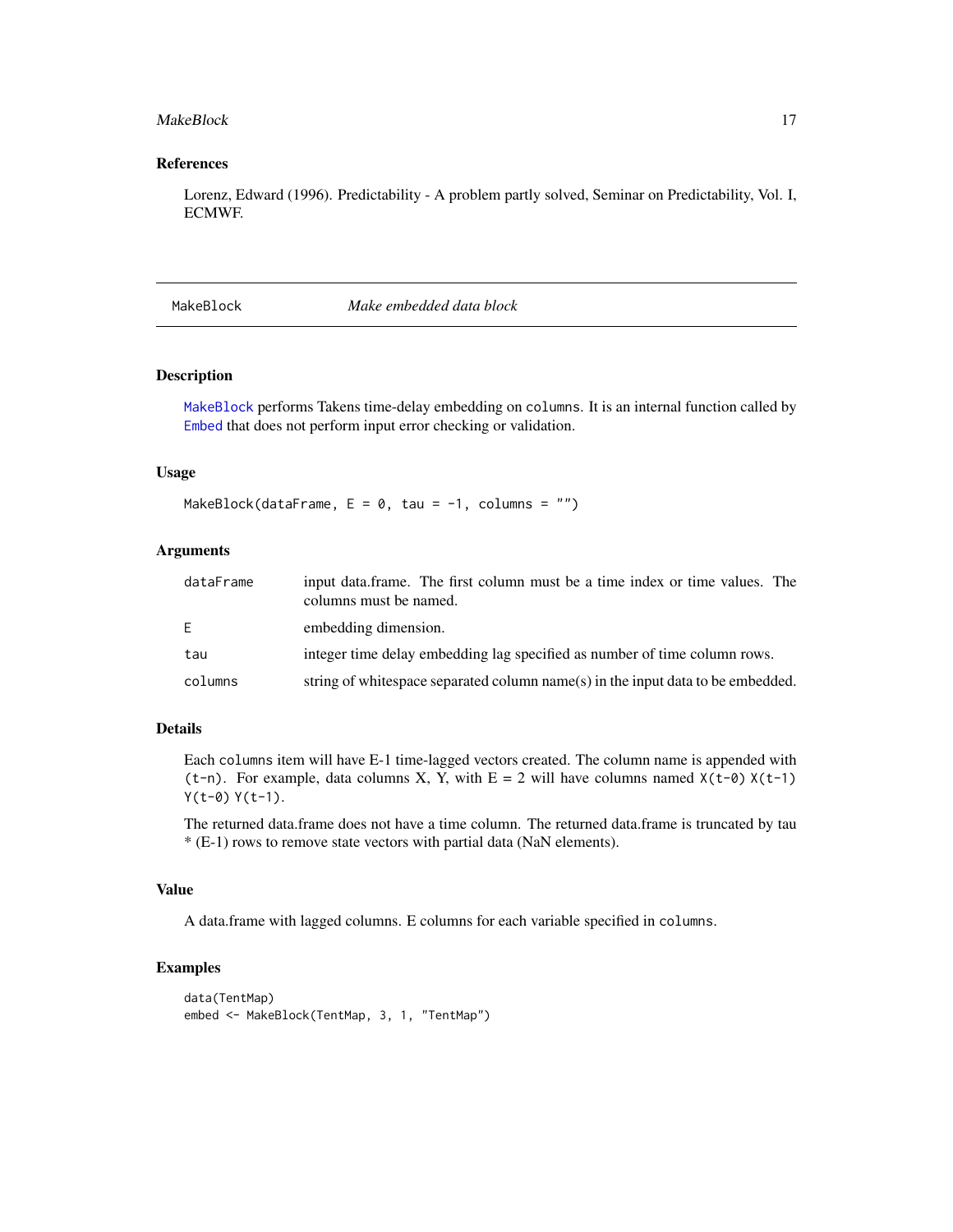## References

Lorenz, Edward (1996). Predictability - A problem partly solved, Seminar on Predictability, Vol. I, ECMWF.

---

# MakeBlock — *Make embedded data block*

## Description

MakeBlock performs Takens time-delay embedding on `columns`. It is an internal function called by Embed that does not perform input error checking or validation.

## Usage

```
MakeBlock(dataFrame, E = 0, tau = -1, columns = "")
```

## Arguments

| | |
|---|---|
| `dataFrame` | input data.frame. The first column must be a time index or time values. The columns must be named. |
| `E` | embedding dimension. |
| `tau` | integer time delay embedding lag specified as number of time column rows. |
| `columns` | string of whitespace separated column name(s) in the input data to be embedded. |

## Details

Each `columns` item will have E-1 time-lagged vectors created. The column name is appended with `(t-n)`. For example, data columns X, Y, with E = 2 will have columns named `X(t-0) X(t-1) Y(t-0) Y(t-1)`.

The returned data.frame does not have a time column. The returned data.frame is truncated by tau * (E-1) rows to remove state vectors with partial data (NaN elements).

## Value

A data.frame with lagged columns. E columns for each variable specified in `columns`.

## Examples

```
data(TentMap)
embed <- MakeBlock(TentMap, 3, 1, "TentMap")
```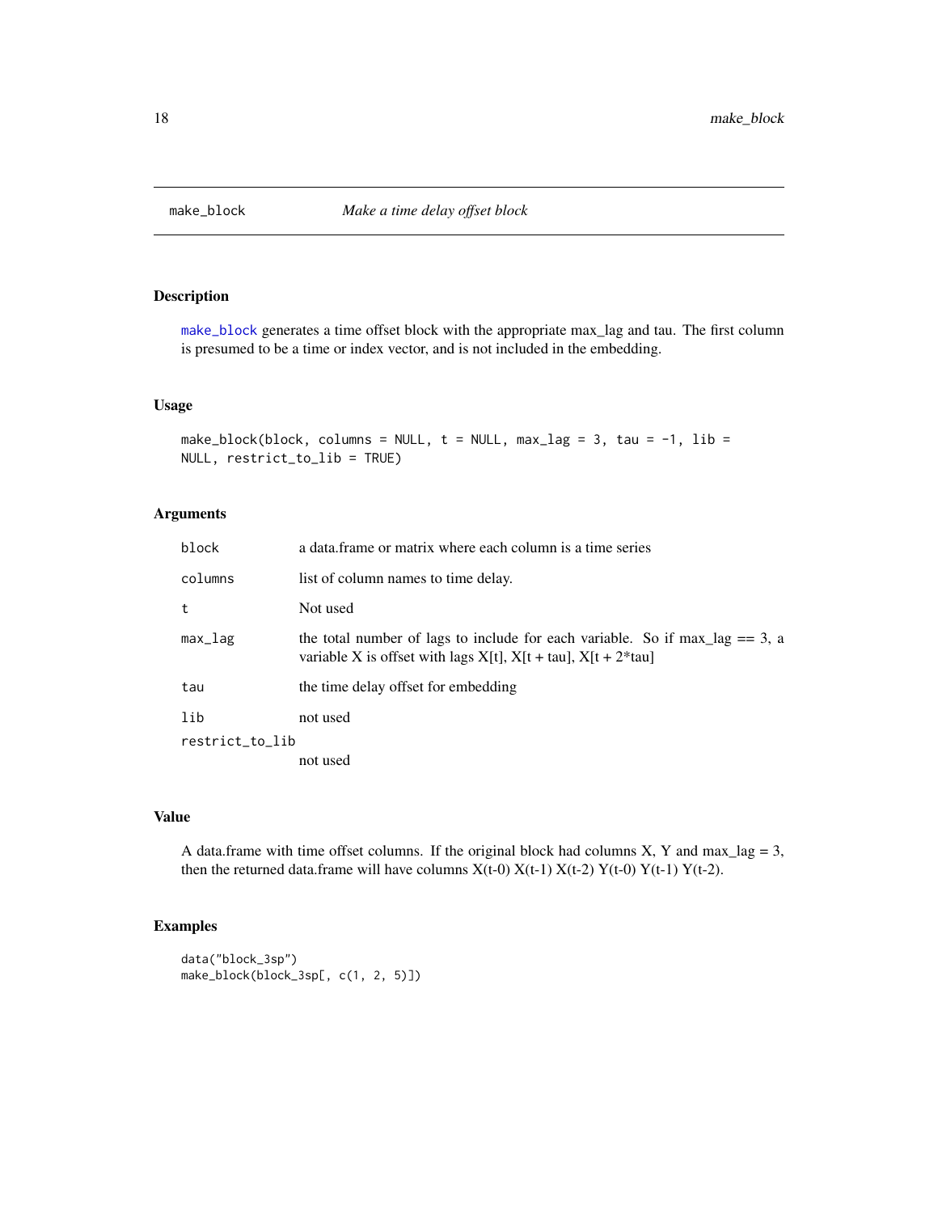# make_block — *Make a time delay offset block*

## Description

`make_block` generates a time offset block with the appropriate max_lag and tau. The first column is presumed to be a time or index vector, and is not included in the embedding.

## Usage

```
make_block(block, columns = NULL, t = NULL, max_lag = 3, tau = -1, lib =
NULL, restrict_to_lib = TRUE)
```

## Arguments

| Argument | Description |
|---|---|
| `block` | a data.frame or matrix where each column is a time series |
| `columns` | list of column names to time delay. |
| `t` | Not used |
| `max_lag` | the total number of lags to include for each variable. So if max_lag == 3, a variable X is offset with lags X[t], X[t + tau], X[t + 2*tau] |
| `tau` | the time delay offset for embedding |
| `lib` | not used |
| `restrict_to_lib` | not used |

## Value

A data.frame with time offset columns. If the original block had columns X, Y and max_lag = 3, then the returned data.frame will have columns X(t-0) X(t-1) X(t-2) Y(t-0) Y(t-1) Y(t-2).

## Examples

```
data("block_3sp")
make_block(block_3sp[, c(1, 2, 5)])
```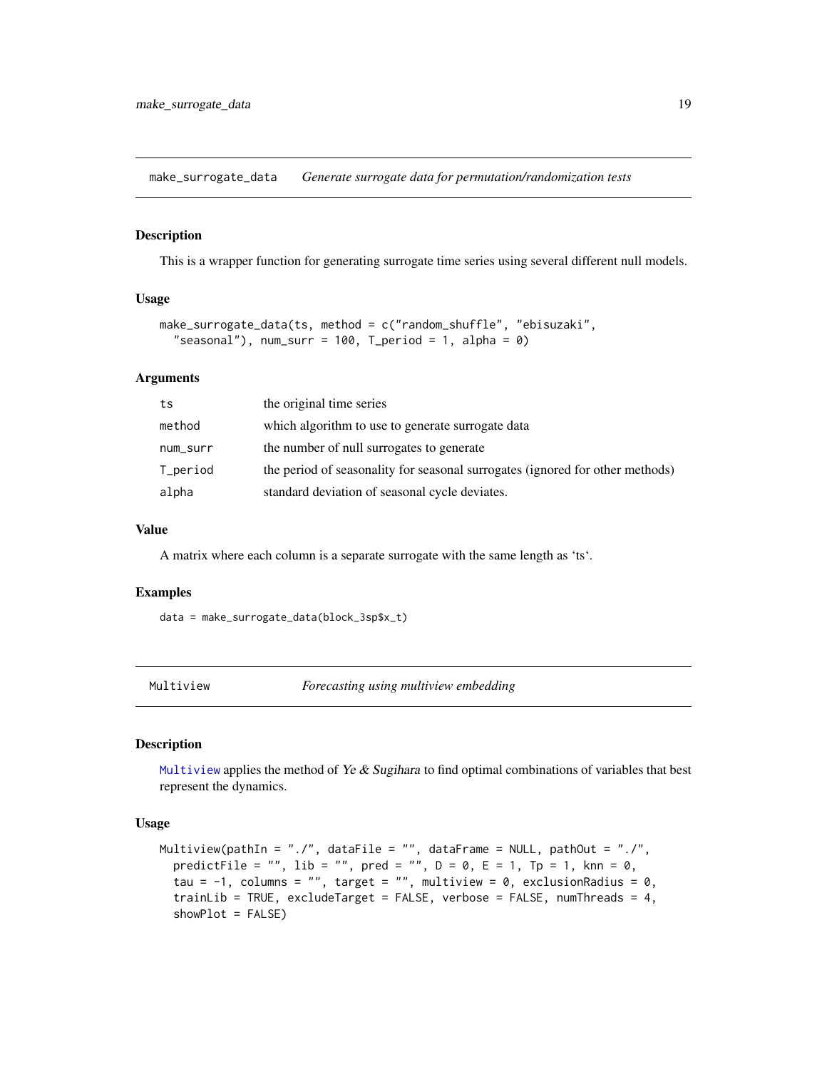## make_surrogate_data — *Generate surrogate data for permutation/randomization tests*

### Description

This is a wrapper function for generating surrogate time series using several different null models.

### Usage

```
make_surrogate_data(ts, method = c("random_shuffle", "ebisuzaki",
  "seasonal"), num_surr = 100, T_period = 1, alpha = 0)
```

### Arguments

| | |
|---|---|
| ts | the original time series |
| method | which algorithm to use to generate surrogate data |
| num_surr | the number of null surrogates to generate |
| T_period | the period of seasonality for seasonal surrogates (ignored for other methods) |
| alpha | standard deviation of seasonal cycle deviates. |

### Value

A matrix where each column is a separate surrogate with the same length as 'ts'.

### Examples

```
data = make_surrogate_data(block_3sp$x_t)
```

## Multiview — *Forecasting using multiview embedding*

### Description

Multiview applies the method of *Ye & Sugihara* to find optimal combinations of variables that best represent the dynamics.

### Usage

```
Multiview(pathIn = "./", dataFile = "", dataFrame = NULL, pathOut = "./",
  predictFile = "", lib = "", pred = "", D = 0, E = 1, Tp = 1, knn = 0,
  tau = -1, columns = "", target = "", multiview = 0, exclusionRadius = 0,
  trainLib = TRUE, excludeTarget = FALSE, verbose = FALSE, numThreads = 4,
  showPlot = FALSE)
```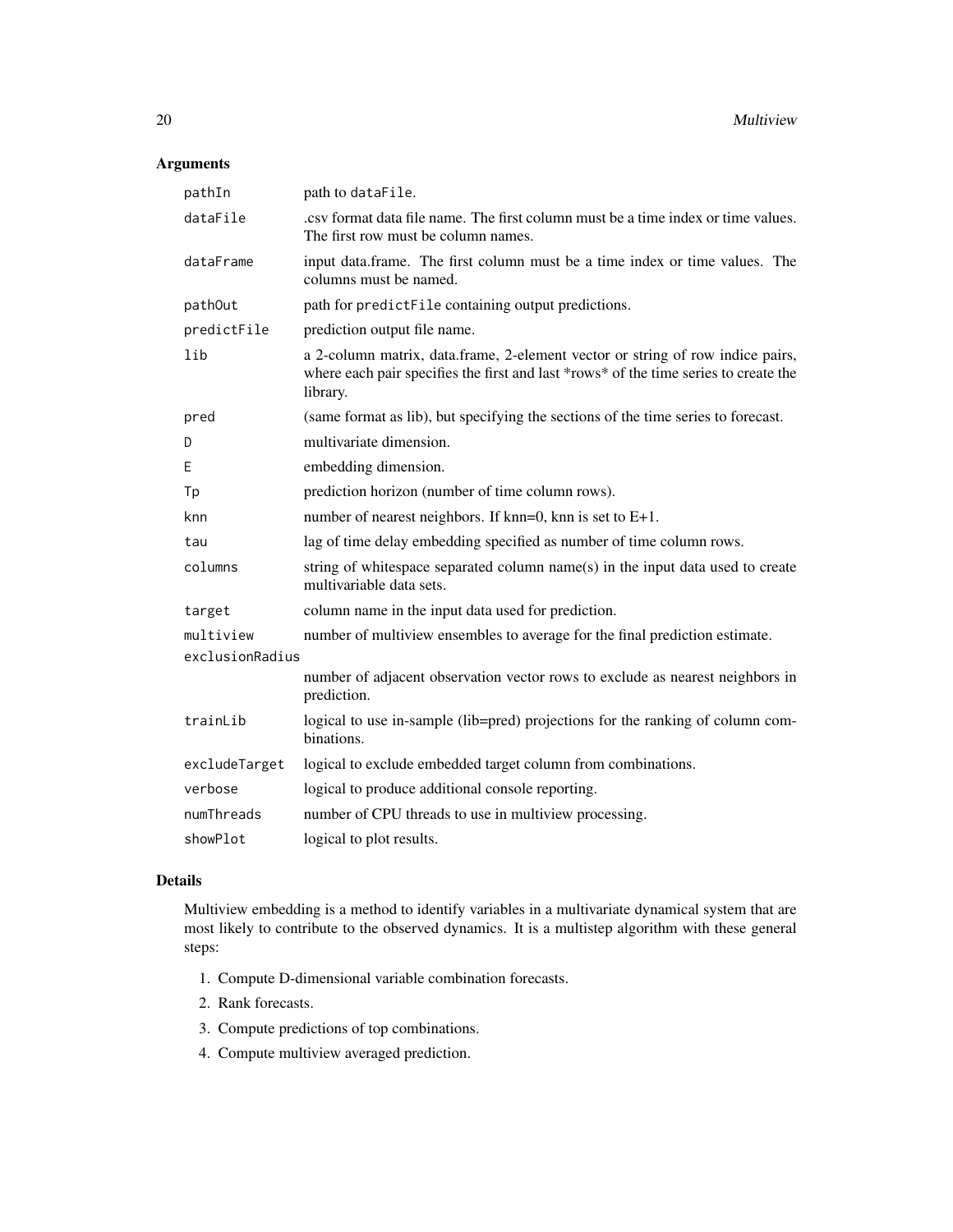## Arguments

| | |
|---|---|
| pathIn | path to dataFile. |
| dataFile | .csv format data file name. The first column must be a time index or time values. The first row must be column names. |
| dataFrame | input data.frame. The first column must be a time index or time values. The columns must be named. |
| pathOut | path for predictFile containing output predictions. |
| predictFile | prediction output file name. |
| lib | a 2-column matrix, data.frame, 2-element vector or string of row indice pairs, where each pair specifies the first and last *rows* of the time series to create the library. |
| pred | (same format as lib), but specifying the sections of the time series to forecast. |
| D | multivariate dimension. |
| E | embedding dimension. |
| Tp | prediction horizon (number of time column rows). |
| knn | number of nearest neighbors. If knn=0, knn is set to E+1. |
| tau | lag of time delay embedding specified as number of time column rows. |
| columns | string of whitespace separated column name(s) in the input data used to create multivariable data sets. |
| target | column name in the input data used for prediction. |
| multiview | number of multiview ensembles to average for the final prediction estimate. |
| exclusionRadius | number of adjacent observation vector rows to exclude as nearest neighbors in prediction. |
| trainLib | logical to use in-sample (lib=pred) projections for the ranking of column combinations. |
| excludeTarget | logical to exclude embedded target column from combinations. |
| verbose | logical to produce additional console reporting. |
| numThreads | number of CPU threads to use in multiview processing. |
| showPlot | logical to plot results. |

## Details

Multiview embedding is a method to identify variables in a multivariate dynamical system that are most likely to contribute to the observed dynamics. It is a multistep algorithm with these general steps:

1. Compute D-dimensional variable combination forecasts.
2. Rank forecasts.
3. Compute predictions of top combinations.
4. Compute multiview averaged prediction.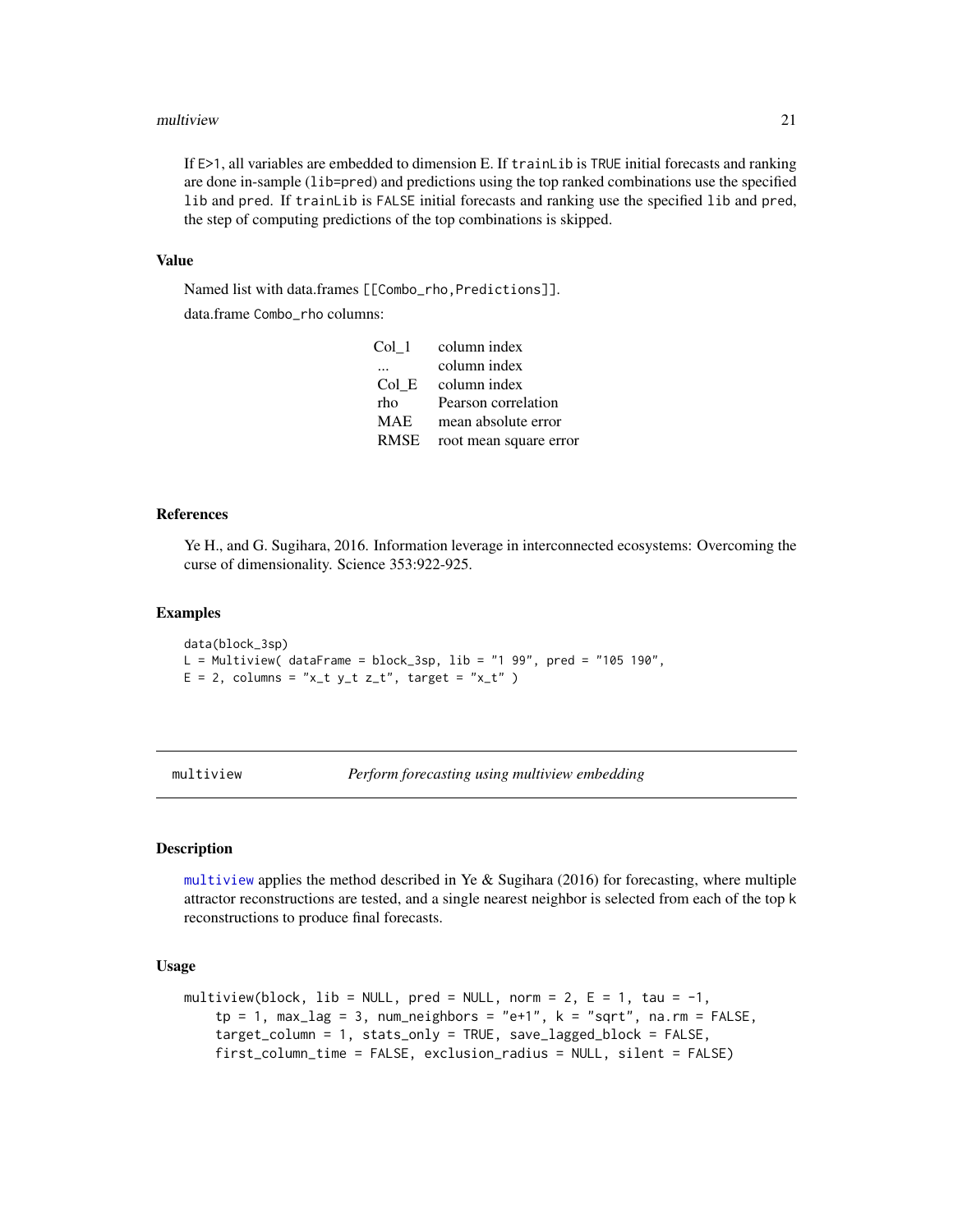If E>1, all variables are embedded to dimension E. If trainLib is TRUE initial forecasts and ranking are done in-sample (lib=pred) and predictions using the top ranked combinations use the specified lib and pred. If trainLib is FALSE initial forecasts and ranking use the specified lib and pred, the step of computing predictions of the top combinations is skipped.

### Value

Named list with data.frames [[Combo_rho,Predictions]].

data.frame Combo_rho columns:

| | |
|---|---|
| Col_1 | column index |
| ... | column index |
| Col_E | column index |
| rho | Pearson correlation |
| MAE | mean absolute error |
| RMSE | root mean square error |

### References

Ye H., and G. Sugihara, 2016. Information leverage in interconnected ecosystems: Overcoming the curse of dimensionality. Science 353:922-925.

### Examples

```
data(block_3sp)
L = Multiview( dataFrame = block_3sp, lib = "1 99", pred = "105 190",
E = 2, columns = "x_t y_t z_t", target = "x_t" )
```

---

## multiview — *Perform forecasting using multiview embedding*

### Description

multiview applies the method described in Ye & Sugihara (2016) for forecasting, where multiple attractor reconstructions are tested, and a single nearest neighbor is selected from each of the top k reconstructions to produce final forecasts.

### Usage

```
multiview(block, lib = NULL, pred = NULL, norm = 2, E = 1, tau = -1,
    tp = 1, max_lag = 3, num_neighbors = "e+1", k = "sqrt", na.rm = FALSE,
    target_column = 1, stats_only = TRUE, save_lagged_block = FALSE,
    first_column_time = FALSE, exclusion_radius = NULL, silent = FALSE)
```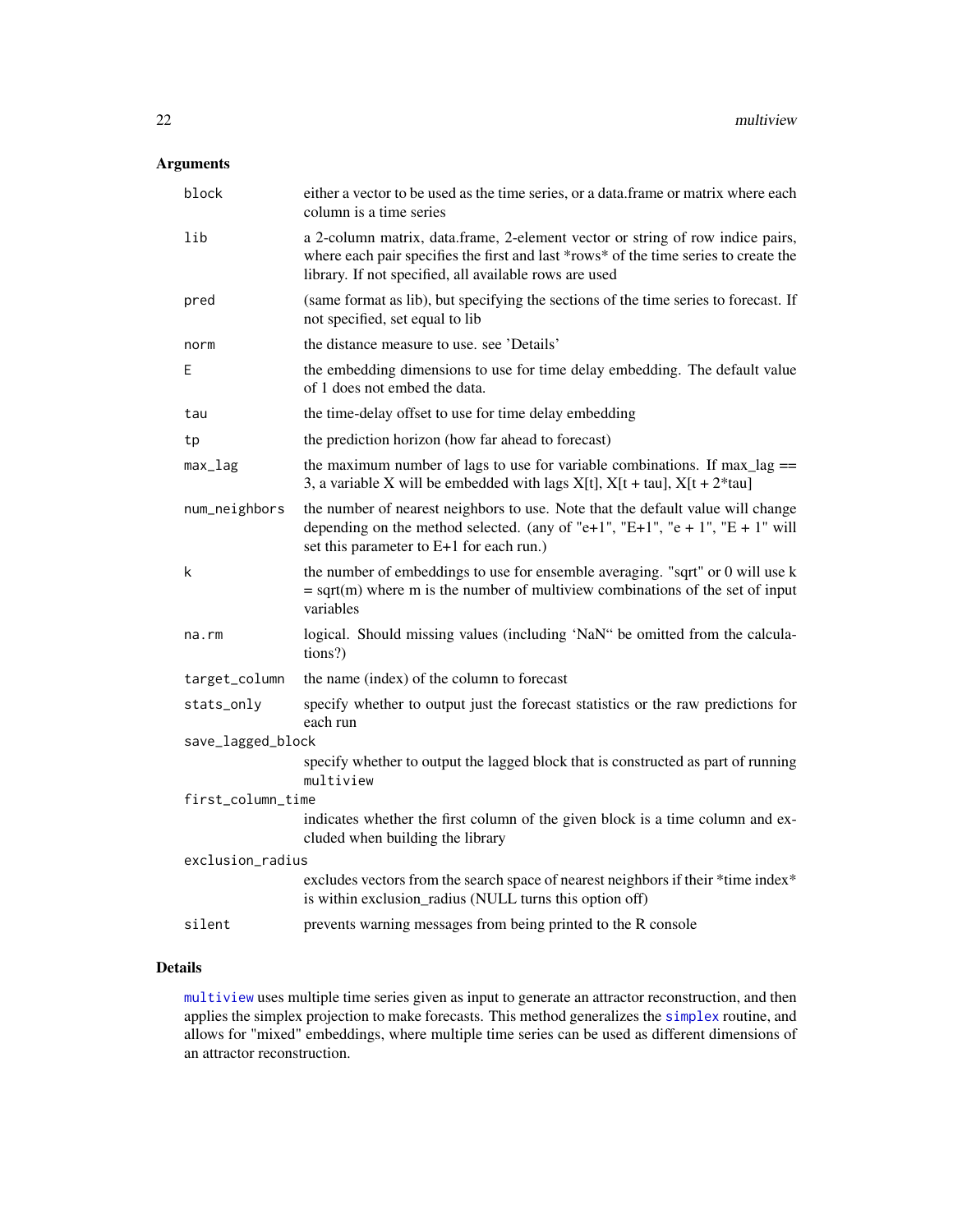## Arguments

| | |
|---|---|
| `block` | either a vector to be used as the time series, or a data.frame or matrix where each column is a time series |
| `lib` | a 2-column matrix, data.frame, 2-element vector or string of row indice pairs, where each pair specifies the first and last *rows* of the time series to create the library. If not specified, all available rows are used |
| `pred` | (same format as lib), but specifying the sections of the time series to forecast. If not specified, set equal to lib |
| `norm` | the distance measure to use. see 'Details' |
| `E` | the embedding dimensions to use for time delay embedding. The default value of 1 does not embed the data. |
| `tau` | the time-delay offset to use for time delay embedding |
| `tp` | the prediction horizon (how far ahead to forecast) |
| `max_lag` | the maximum number of lags to use for variable combinations. If max_lag == 3, a variable X will be embedded with lags X[t], X[t + tau], X[t + 2*tau] |
| `num_neighbors` | the number of nearest neighbors to use. Note that the default value will change depending on the method selected. (any of "e+1", "E+1", "e + 1", "E + 1" will set this parameter to E+1 for each run.) |
| `k` | the number of embeddings to use for ensemble averaging. "sqrt" or 0 will use k = sqrt(m) where m is the number of multiview combinations of the set of input variables |
| `na.rm` | logical. Should missing values (including 'NaN" be omitted from the calculations?) |
| `target_column` | the name (index) of the column to forecast |
| `stats_only` | specify whether to output just the forecast statistics or the raw predictions for each run |
| `save_lagged_block` | specify whether to output the lagged block that is constructed as part of running `multiview` |
| `first_column_time` | indicates whether the first column of the given block is a time column and excluded when building the library |
| `exclusion_radius` | excludes vectors from the search space of nearest neighbors if their *time index* is within exclusion_radius (NULL turns this option off) |
| `silent` | prevents warning messages from being printed to the R console |

## Details

`multiview` uses multiple time series given as input to generate an attractor reconstruction, and then applies the simplex projection to make forecasts. This method generalizes the `simplex` routine, and allows for "mixed" embeddings, where multiple time series can be used as different dimensions of an attractor reconstruction.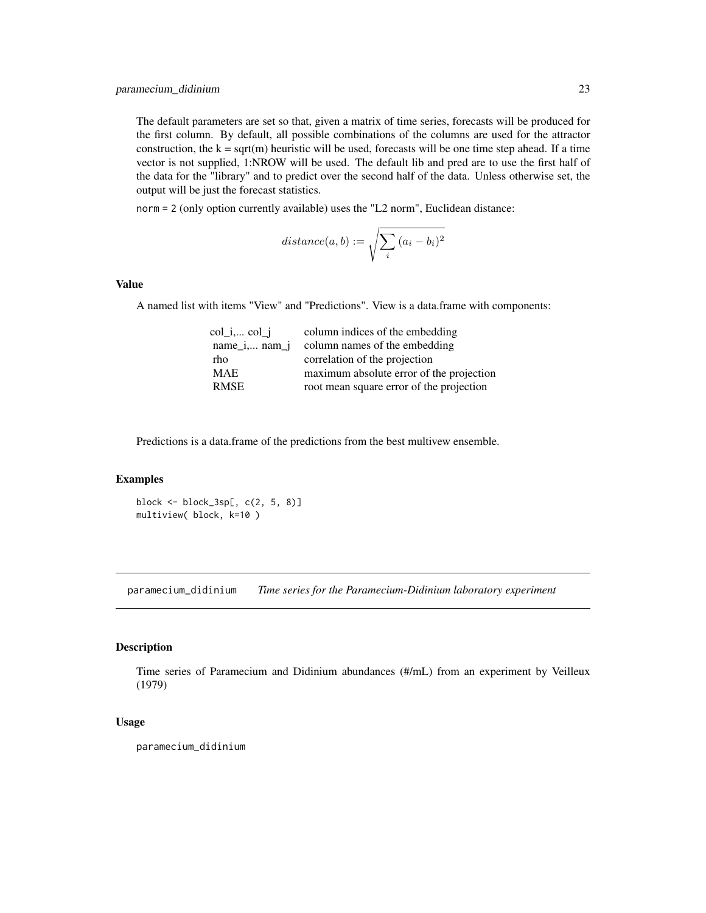The default parameters are set so that, given a matrix of time series, forecasts will be produced for the first column. By default, all possible combinations of the columns are used for the attractor construction, the k = sqrt(m) heuristic will be used, forecasts will be one time step ahead. If a time vector is not supplied, 1:NROW will be used. The default lib and pred are to use the first half of the data for the "library" and to predict over the second half of the data. Unless otherwise set, the output will be just the forecast statistics.

`norm = 2` (only option currently available) uses the "L2 norm", Euclidean distance:

$$distance(a, b) := \sqrt{\sum_i (a_i - b_i)^2}$$

### Value

A named list with items "View" and "Predictions". View is a data.frame with components:

| | |
|---|---|
| col_i,... col_j | column indices of the embedding |
| name_i,... nam_j | column names of the embedding |
| rho | correlation of the projection |
| MAE | maximum absolute error of the projection |
| RMSE | root mean square error of the projection |

Predictions is a data.frame of the predictions from the best multivew ensemble.

### Examples

```
block <- block_3sp[, c(2, 5, 8)]
multiview( block, k=10 )
```

---

## paramecium_didinium *Time series for the Paramecium-Didinium laboratory experiment*

### Description

Time series of Paramecium and Didinium abundances (#/mL) from an experiment by Veilleux (1979)

### Usage

```
paramecium_didinium
```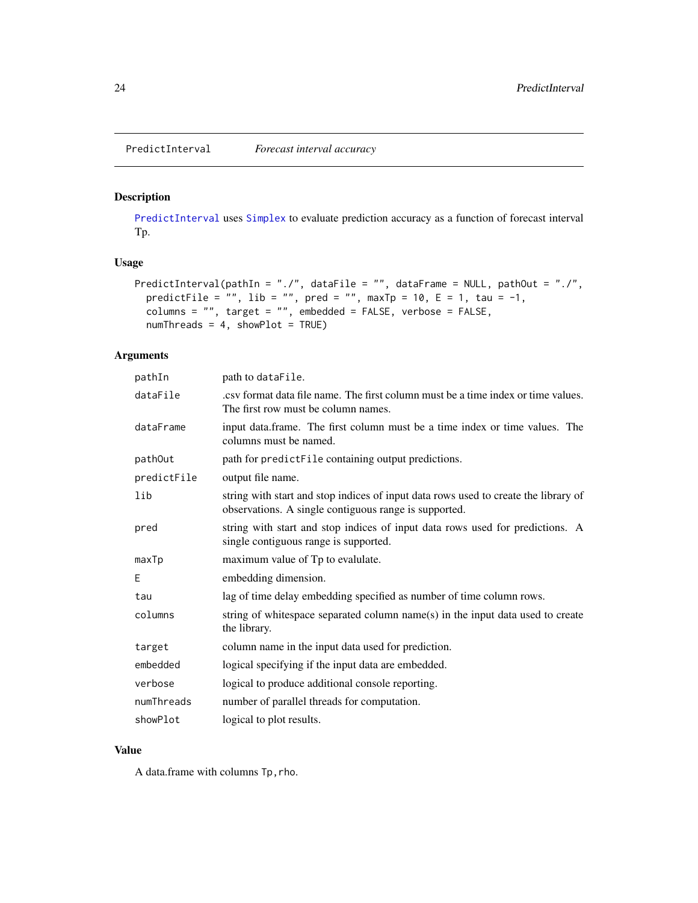PredictInterval *Forecast interval accuracy*

## Description

PredictInterval uses Simplex to evaluate prediction accuracy as a function of forecast interval Tp.

## Usage

```
PredictInterval(pathIn = "./", dataFile = "", dataFrame = NULL, pathOut = "./",
  predictFile = "", lib = "", pred = "", maxTp = 10, E = 1, tau = -1,
  columns = "", target = "", embedded = FALSE, verbose = FALSE,
  numThreads = 4, showPlot = TRUE)
```

## Arguments

| | |
|---|---|
| pathIn | path to dataFile. |
| dataFile | .csv format data file name. The first column must be a time index or time values. The first row must be column names. |
| dataFrame | input data.frame. The first column must be a time index or time values. The columns must be named. |
| pathOut | path for predictFile containing output predictions. |
| predictFile | output file name. |
| lib | string with start and stop indices of input data rows used to create the library of observations. A single contiguous range is supported. |
| pred | string with start and stop indices of input data rows used for predictions. A single contiguous range is supported. |
| maxTp | maximum value of Tp to evalulate. |
| E | embedding dimension. |
| tau | lag of time delay embedding specified as number of time column rows. |
| columns | string of whitespace separated column name(s) in the input data used to create the library. |
| target | column name in the input data used for prediction. |
| embedded | logical specifying if the input data are embedded. |
| verbose | logical to produce additional console reporting. |
| numThreads | number of parallel threads for computation. |
| showPlot | logical to plot results. |

## Value

A data.frame with columns Tp,rho.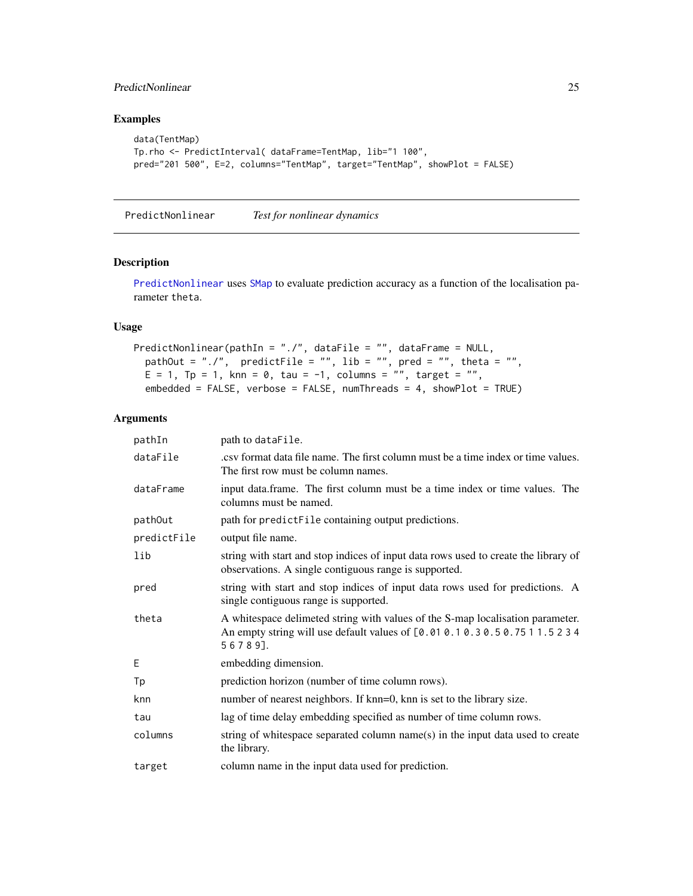## Examples

```
data(TentMap)
Tp.rho <- PredictInterval( dataFrame=TentMap, lib="1 100",
pred="201 500", E=2, columns="TentMap", target="TentMap", showPlot = FALSE)
```

---

## PredictNonlinear *Test for nonlinear dynamics*

### Description

PredictNonlinear uses SMap to evaluate prediction accuracy as a function of the localisation parameter theta.

### Usage

```
PredictNonlinear(pathIn = "./", dataFile = "", dataFrame = NULL,
  pathOut = "./",  predictFile = "", lib = "", pred = "", theta = "",
  E = 1, Tp = 1, knn = 0, tau = -1, columns = "", target = "",
  embedded = FALSE, verbose = FALSE, numThreads = 4, showPlot = TRUE)
```

### Arguments

| | |
|---|---|
| pathIn | path to dataFile. |
| dataFile | .csv format data file name. The first column must be a time index or time values. The first row must be column names. |
| dataFrame | input data.frame. The first column must be a time index or time values. The columns must be named. |
| pathOut | path for predictFile containing output predictions. |
| predictFile | output file name. |
| lib | string with start and stop indices of input data rows used to create the library of observations. A single contiguous range is supported. |
| pred | string with start and stop indices of input data rows used for predictions. A single contiguous range is supported. |
| theta | A whitespace delimeted string with values of the S-map localisation parameter. An empty string will use default values of [0.01 0.1 0.3 0.5 0.75 1 1.5 2 3 4 5 6 7 8 9]. |
| E | embedding dimension. |
| Tp | prediction horizon (number of time column rows). |
| knn | number of nearest neighbors. If knn=0, knn is set to the library size. |
| tau | lag of time delay embedding specified as number of time column rows. |
| columns | string of whitespace separated column name(s) in the input data used to create the library. |
| target | column name in the input data used for prediction. |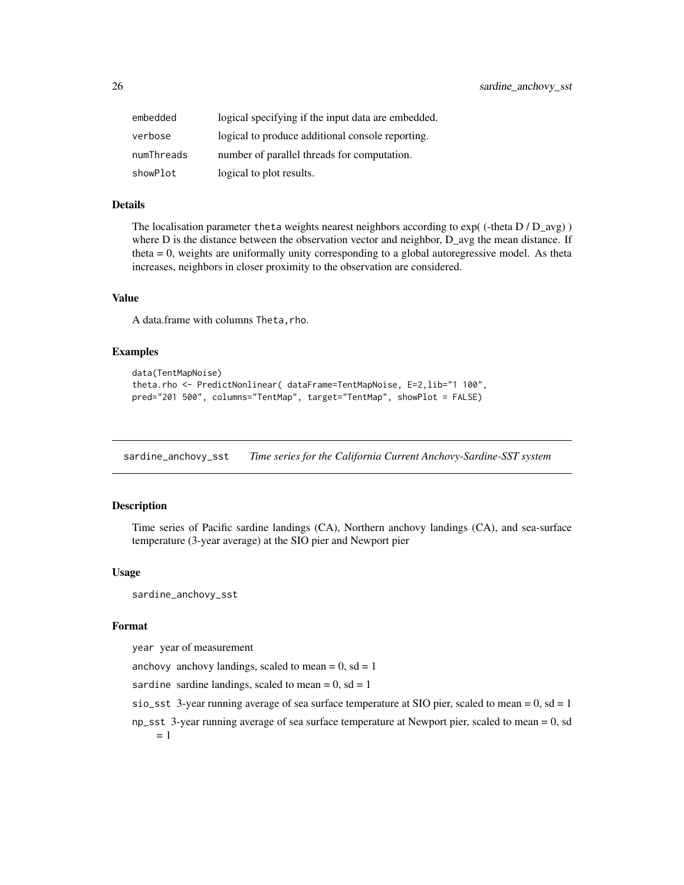| | |
|---|---|
| embedded | logical specifying if the input data are embedded. |
| verbose | logical to produce additional console reporting. |
| numThreads | number of parallel threads for computation. |
| showPlot | logical to plot results. |

### Details

The localisation parameter theta weights nearest neighbors according to exp( (-theta D / D_avg) ) where D is the distance between the observation vector and neighbor, D_avg the mean distance. If theta = 0, weights are uniformally unity corresponding to a global autoregressive model. As theta increases, neighbors in closer proximity to the observation are considered.

### Value

A data.frame with columns Theta,rho.

### Examples

```
data(TentMapNoise)
theta.rho <- PredictNonlinear( dataFrame=TentMapNoise, E=2,lib="1 100",
pred="201 500", columns="TentMap", target="TentMap", showPlot = FALSE)
```

---

## sardine_anchovy_sst *Time series for the California Current Anchovy-Sardine-SST system*

### Description

Time series of Pacific sardine landings (CA), Northern anchovy landings (CA), and sea-surface temperature (3-year average) at the SIO pier and Newport pier

### Usage

```
sardine_anchovy_sst
```

### Format

year year of measurement

anchovy anchovy landings, scaled to mean = 0, sd = 1

sardine sardine landings, scaled to mean = 0, sd = 1

sio_sst 3-year running average of sea surface temperature at SIO pier, scaled to mean = 0, sd = 1

np_sst 3-year running average of sea surface temperature at Newport pier, scaled to mean = 0, sd = 1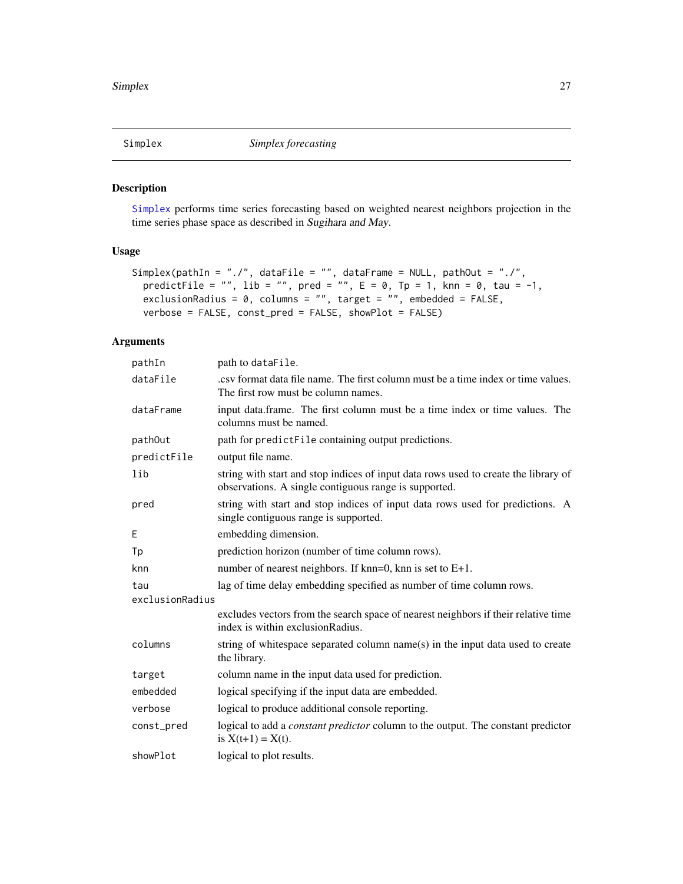## Simplex — *Simplex forecasting*

### Description

Simplex performs time series forecasting based on weighted nearest neighbors projection in the time series phase space as described in *Sugihara and May*.

### Usage

```
Simplex(pathIn = "./", dataFile = "", dataFrame = NULL, pathOut = "./",
  predictFile = "", lib = "", pred = "", E = 0, Tp = 1, knn = 0, tau = -1,
  exclusionRadius = 0, columns = "", target = "", embedded = FALSE,
  verbose = FALSE, const_pred = FALSE, showPlot = FALSE)
```

### Arguments

| Argument | Description |
|---|---|
| `pathIn` | path to `dataFile`. |
| `dataFile` | .csv format data file name. The first column must be a time index or time values. The first row must be column names. |
| `dataFrame` | input data.frame. The first column must be a time index or time values. The columns must be named. |
| `pathOut` | path for `predictFile` containing output predictions. |
| `predictFile` | output file name. |
| `lib` | string with start and stop indices of input data rows used to create the library of observations. A single contiguous range is supported. |
| `pred` | string with start and stop indices of input data rows used for predictions. A single contiguous range is supported. |
| `E` | embedding dimension. |
| `Tp` | prediction horizon (number of time column rows). |
| `knn` | number of nearest neighbors. If knn=0, knn is set to E+1. |
| `tau` | lag of time delay embedding specified as number of time column rows. |
| `exclusionRadius` | excludes vectors from the search space of nearest neighbors if their relative time index is within exclusionRadius. |
| `columns` | string of whitespace separated column name(s) in the input data used to create the library. |
| `target` | column name in the input data used for prediction. |
| `embedded` | logical specifying if the input data are embedded. |
| `verbose` | logical to produce additional console reporting. |
| `const_pred` | logical to add a *constant predictor* column to the output. The constant predictor is X(t+1) = X(t). |
| `showPlot` | logical to plot results. |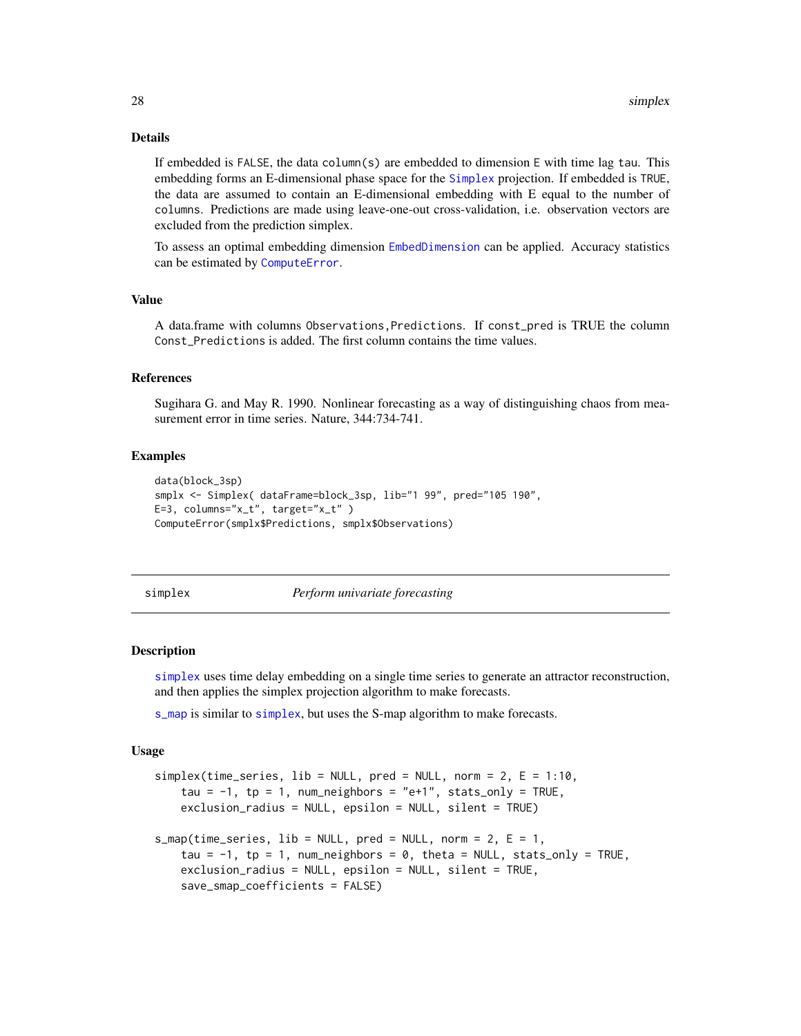### Details

If embedded is `FALSE`, the data `column(s)` are embedded to dimension `E` with time lag `tau`. This embedding forms an E-dimensional phase space for the `Simplex` projection. If embedded is `TRUE`, the data are assumed to contain an E-dimensional embedding with E equal to the number of `columns`. Predictions are made using leave-one-out cross-validation, i.e. observation vectors are excluded from the prediction simplex.

To assess an optimal embedding dimension `EmbedDimension` can be applied. Accuracy statistics can be estimated by `ComputeError`.

### Value

A data.frame with columns `Observations,Predictions`. If `const_pred` is TRUE the column `Const_Predictions` is added. The first column contains the time values.

### References

Sugihara G. and May R. 1990. Nonlinear forecasting as a way of distinguishing chaos from measurement error in time series. Nature, 344:734-741.

### Examples

```
data(block_3sp)
smplx <- Simplex( dataFrame=block_3sp, lib="1 99", pred="105 190",
E=3, columns="x_t", target="x_t" )
ComputeError(smplx$Predictions, smplx$Observations)
```

---

## simplex — *Perform univariate forecasting*

### Description

`simplex` uses time delay embedding on a single time series to generate an attractor reconstruction, and then applies the simplex projection algorithm to make forecasts.

`s_map` is similar to `simplex`, but uses the S-map algorithm to make forecasts.

### Usage

```
simplex(time_series, lib = NULL, pred = NULL, norm = 2, E = 1:10,
    tau = -1, tp = 1, num_neighbors = "e+1", stats_only = TRUE,
    exclusion_radius = NULL, epsilon = NULL, silent = TRUE)

s_map(time_series, lib = NULL, pred = NULL, norm = 2, E = 1,
    tau = -1, tp = 1, num_neighbors = 0, theta = NULL, stats_only = TRUE,
    exclusion_radius = NULL, epsilon = NULL, silent = TRUE,
    save_smap_coefficients = FALSE)
```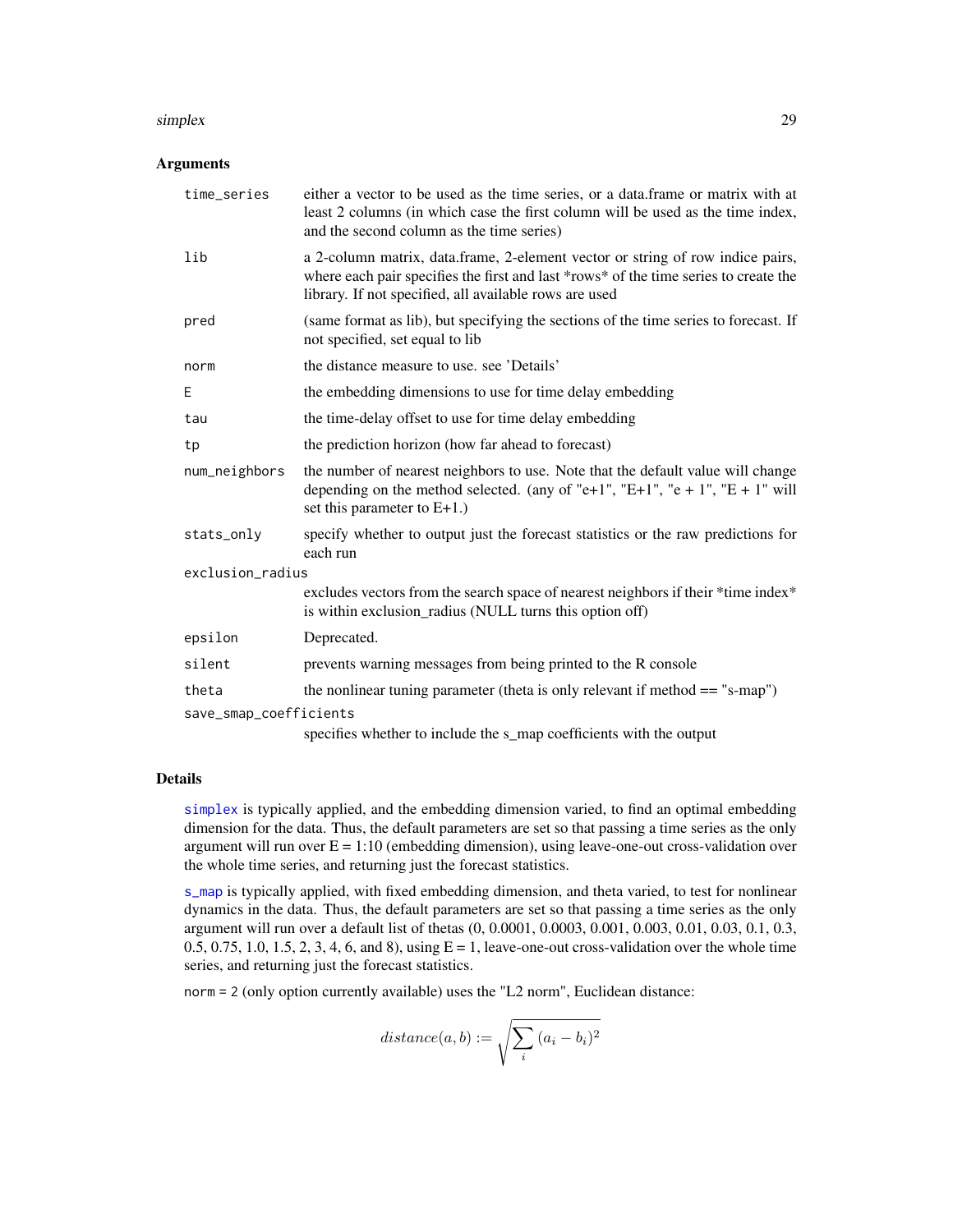### Arguments

| Argument | Description |
| --- | --- |
| time_series | either a vector to be used as the time series, or a data.frame or matrix with at least 2 columns (in which case the first column will be used as the time index, and the second column as the time series) |
| lib | a 2-column matrix, data.frame, 2-element vector or string of row indice pairs, where each pair specifies the first and last *rows* of the time series to create the library. If not specified, all available rows are used |
| pred | (same format as lib), but specifying the sections of the time series to forecast. If not specified, set equal to lib |
| norm | the distance measure to use. see 'Details' |
| E | the embedding dimensions to use for time delay embedding |
| tau | the time-delay offset to use for time delay embedding |
| tp | the prediction horizon (how far ahead to forecast) |
| num_neighbors | the number of nearest neighbors to use. Note that the default value will change depending on the method selected. (any of "e+1", "E+1", "e + 1", "E + 1" will set this parameter to E+1.) |
| stats_only | specify whether to output just the forecast statistics or the raw predictions for each run |
| exclusion_radius | excludes vectors from the search space of nearest neighbors if their *time index* is within exclusion_radius (NULL turns this option off) |
| epsilon | Deprecated. |
| silent | prevents warning messages from being printed to the R console |
| theta | the nonlinear tuning parameter (theta is only relevant if method == "s-map") |
| save_smap_coefficients | specifies whether to include the s_map coefficients with the output |

### Details

simplex is typically applied, and the embedding dimension varied, to find an optimal embedding dimension for the data. Thus, the default parameters are set so that passing a time series as the only argument will run over E = 1:10 (embedding dimension), using leave-one-out cross-validation over the whole time series, and returning just the forecast statistics.

s_map is typically applied, with fixed embedding dimension, and theta varied, to test for nonlinear dynamics in the data. Thus, the default parameters are set so that passing a time series as the only argument will run over a default list of thetas (0, 0.0001, 0.0003, 0.001, 0.003, 0.01, 0.03, 0.1, 0.3, 0.5, 0.75, 1.0, 1.5, 2, 3, 4, 6, and 8), using E = 1, leave-one-out cross-validation over the whole time series, and returning just the forecast statistics.

norm = 2 (only option currently available) uses the "L2 norm", Euclidean distance:

$$distance(a, b) := \sqrt{\sum_i (a_i - b_i)^2}$$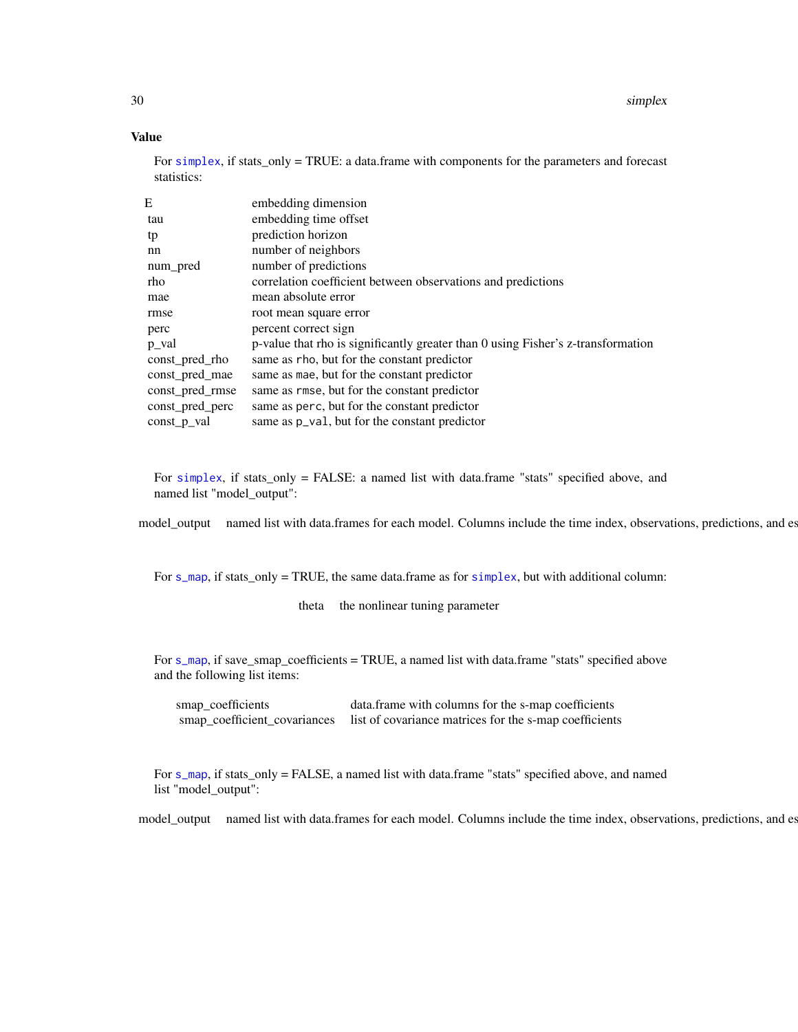### Value

For `simplex`, if stats_only = TRUE: a data.frame with components for the parameters and forecast statistics:

| | |
|---|---|
| E | embedding dimension |
| tau | embedding time offset |
| tp | prediction horizon |
| nn | number of neighbors |
| num_pred | number of predictions |
| rho | correlation coefficient between observations and predictions |
| mae | mean absolute error |
| rmse | root mean square error |
| perc | percent correct sign |
| p_val | p-value that rho is significantly greater than 0 using Fisher's z-transformation |
| const_pred_rho | same as `rho`, but for the constant predictor |
| const_pred_mae | same as `mae`, but for the constant predictor |
| const_pred_rmse | same as `rmse`, but for the constant predictor |
| const_pred_perc | same as `perc`, but for the constant predictor |
| const_p_val | same as `p_val`, but for the constant predictor |

For `simplex`, if stats_only = FALSE: a named list with data.frame "stats" specified above, and named list "model_output":

model_output named list with data.frames for each model. Columns include the time index, observations, predictions, and es

For `s_map`, if stats_only = TRUE, the same data.frame as for `simplex`, but with additional column:

| | |
|---|---|
| theta | the nonlinear tuning parameter |

For `s_map`, if save_smap_coefficients = TRUE, a named list with data.frame "stats" specified above and the following list items:

| | |
|---|---|
| smap_coefficients | data.frame with columns for the s-map coefficients |
| smap_coefficient_covariances | list of covariance matrices for the s-map coefficients |

For `s_map`, if stats_only = FALSE, a named list with data.frame "stats" specified above, and named list "model_output":

model_output named list with data.frames for each model. Columns include the time index, observations, predictions, and es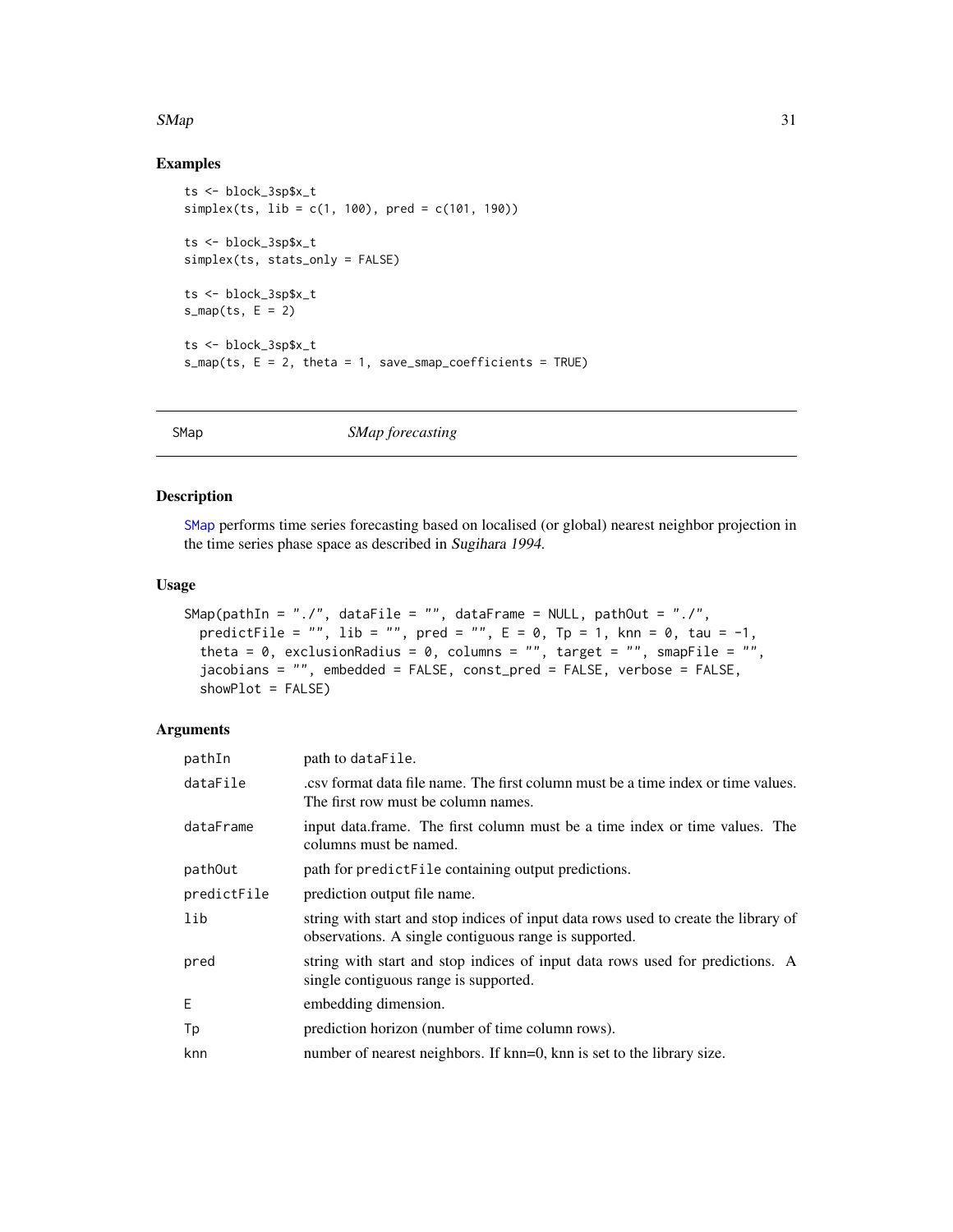### Examples

```
ts <- block_3sp$x_t
simplex(ts, lib = c(1, 100), pred = c(101, 190))

ts <- block_3sp$x_t
simplex(ts, stats_only = FALSE)

ts <- block_3sp$x_t
s_map(ts, E = 2)

ts <- block_3sp$x_t
s_map(ts, E = 2, theta = 1, save_smap_coefficients = TRUE)
```

---

## SMap — *SMap forecasting*

### Description

SMap performs time series forecasting based on localised (or global) nearest neighbor projection in the time series phase space as described in *Sugihara 1994*.

### Usage

```
SMap(pathIn = "./", dataFile = "", dataFrame = NULL, pathOut = "./",
  predictFile = "", lib = "", pred = "", E = 0, Tp = 1, knn = 0, tau = -1,
  theta = 0, exclusionRadius = 0, columns = "", target = "", smapFile = "",
  jacobians = "", embedded = FALSE, const_pred = FALSE, verbose = FALSE,
  showPlot = FALSE)
```

### Arguments

| | |
|---|---|
| pathIn | path to dataFile. |
| dataFile | .csv format data file name. The first column must be a time index or time values. The first row must be column names. |
| dataFrame | input data.frame. The first column must be a time index or time values. The columns must be named. |
| pathOut | path for predictFile containing output predictions. |
| predictFile | prediction output file name. |
| lib | string with start and stop indices of input data rows used to create the library of observations. A single contiguous range is supported. |
| pred | string with start and stop indices of input data rows used for predictions. A single contiguous range is supported. |
| E | embedding dimension. |
| Tp | prediction horizon (number of time column rows). |
| knn | number of nearest neighbors. If knn=0, knn is set to the library size. |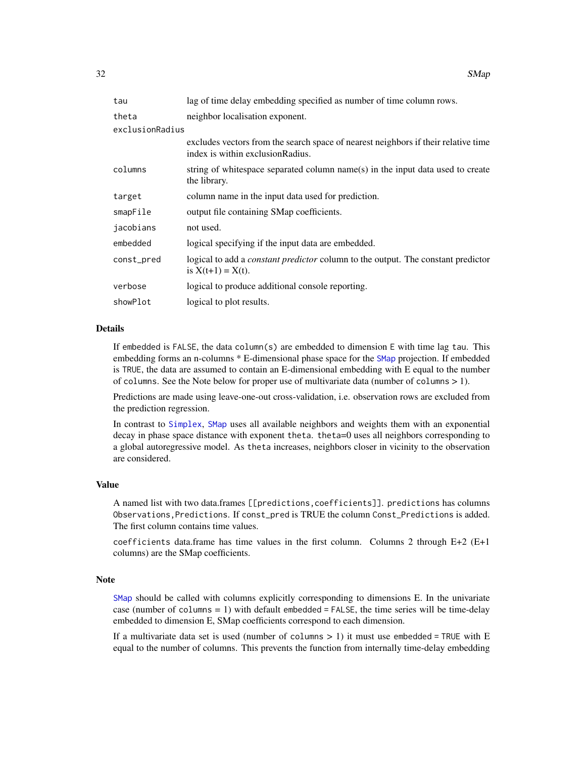| | |
|---|---|
| tau | lag of time delay embedding specified as number of time column rows. |
| theta | neighbor localisation exponent. |
| exclusionRadius | excludes vectors from the search space of nearest neighbors if their relative time index is within exclusionRadius. |
| columns | string of whitespace separated column name(s) in the input data used to create the library. |
| target | column name in the input data used for prediction. |
| smapFile | output file containing SMap coefficients. |
| jacobians | not used. |
| embedded | logical specifying if the input data are embedded. |
| const_pred | logical to add a *constant predictor* column to the output. The constant predictor is X(t+1) = X(t). |
| verbose | logical to produce additional console reporting. |
| showPlot | logical to plot results. |

### Details

If `embedded` is `FALSE`, the data `column(s)` are embedded to dimension `E` with time lag `tau`. This embedding forms an n-columns * E-dimensional phase space for the `SMap` projection. If embedded is `TRUE`, the data are assumed to contain an E-dimensional embedding with E equal to the number of `columns`. See the Note below for proper use of multivariate data (number of `columns` > 1).

Predictions are made using leave-one-out cross-validation, i.e. observation rows are excluded from the prediction regression.

In contrast to `Simplex`, `SMap` uses all available neighbors and weights them with an exponential decay in phase space distance with exponent `theta`. `theta=0` uses all neighbors corresponding to a global autoregressive model. As `theta` increases, neighbors closer in vicinity to the observation are considered.

### Value

A named list with two data.frames `[[predictions,coefficients]]`. `predictions` has columns `Observations,Predictions`. If `const_pred` is TRUE the column `Const_Predictions` is added. The first column contains time values.

`coefficients` data.frame has time values in the first column. Columns 2 through E+2 (E+1 columns) are the SMap coefficients.

### Note

`SMap` should be called with columns explicitly corresponding to dimensions E. In the univariate case (number of `columns` = 1) with default `embedded = FALSE`, the time series will be time-delay embedded to dimension E, SMap coefficients correspond to each dimension.

If a multivariate data set is used (number of `columns` > 1) it must use `embedded = TRUE` with E equal to the number of columns. This prevents the function from internally time-delay embedding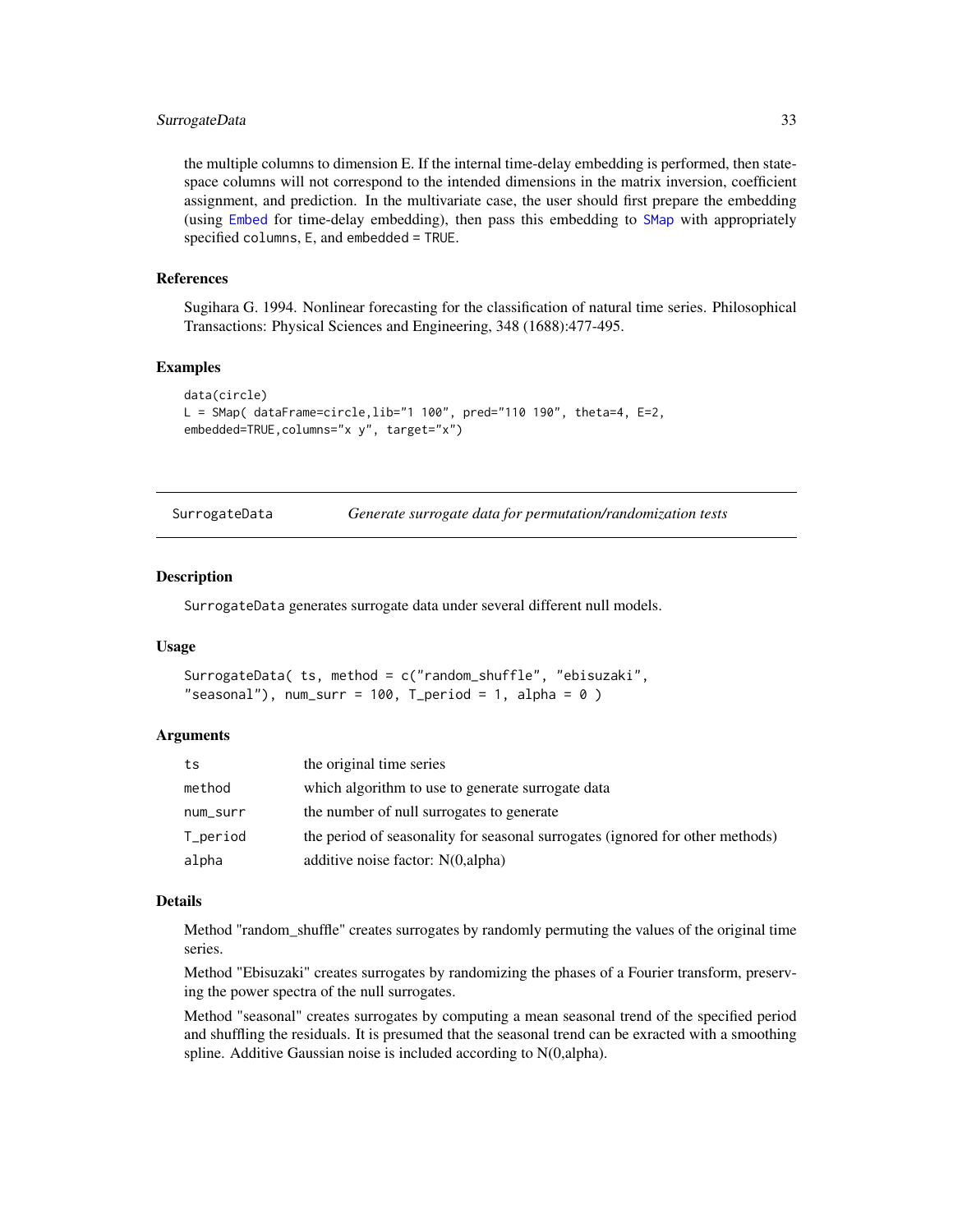the multiple columns to dimension E. If the internal time-delay embedding is performed, then state-space columns will not correspond to the intended dimensions in the matrix inversion, coefficient assignment, and prediction. In the multivariate case, the user should first prepare the embedding (using Embed for time-delay embedding), then pass this embedding to SMap with appropriately specified `columns`, `E`, and `embedded = TRUE`.

### References

Sugihara G. 1994. Nonlinear forecasting for the classification of natural time series. Philosophical Transactions: Physical Sciences and Engineering, 348 (1688):477-495.

### Examples

```
data(circle)
L = SMap( dataFrame=circle,lib="1 100", pred="110 190", theta=4, E=2,
embedded=TRUE,columns="x y", target="x")
```

---

## SurrogateData — *Generate surrogate data for permutation/randomization tests*

### Description

`SurrogateData` generates surrogate data under several different null models.

### Usage

```
SurrogateData( ts, method = c("random_shuffle", "ebisuzaki",
"seasonal"), num_surr = 100, T_period = 1, alpha = 0 )
```

### Arguments

| | |
|---|---|
| `ts` | the original time series |
| `method` | which algorithm to use to generate surrogate data |
| `num_surr` | the number of null surrogates to generate |
| `T_period` | the period of seasonality for seasonal surrogates (ignored for other methods) |
| `alpha` | additive noise factor: N(0,alpha) |

### Details

Method "random_shuffle" creates surrogates by randomly permuting the values of the original time series.

Method "Ebisuzaki" creates surrogates by randomizing the phases of a Fourier transform, preserving the power spectra of the null surrogates.

Method "seasonal" creates surrogates by computing a mean seasonal trend of the specified period and shuffling the residuals. It is presumed that the seasonal trend can be exracted with a smoothing spline. Additive Gaussian noise is included according to N(0,alpha).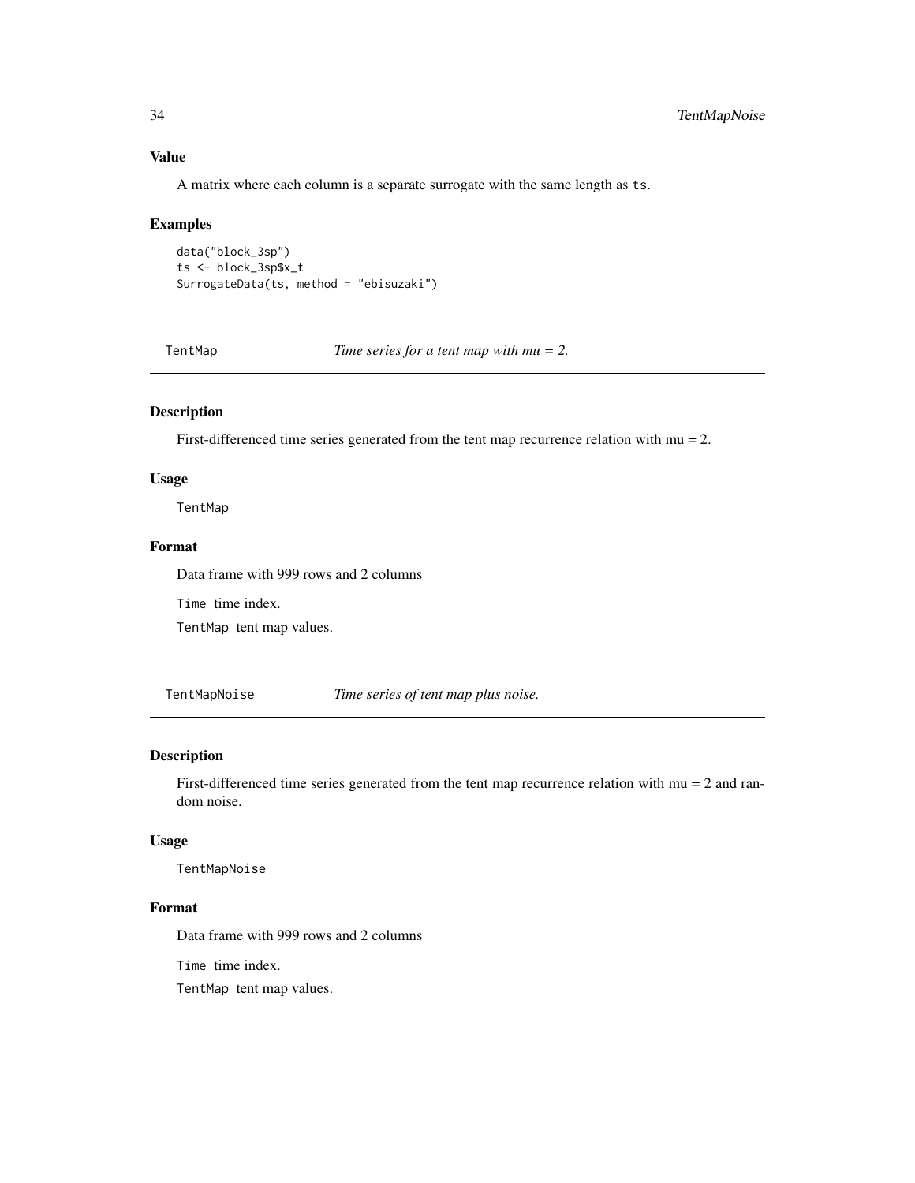### Value

A matrix where each column is a separate surrogate with the same length as ts.

### Examples

```
data("block_3sp")
ts <- block_3sp$x_t
SurrogateData(ts, method = "ebisuzaki")
```

## TentMap    *Time series for a tent map with mu = 2.*

### Description

First-differenced time series generated from the tent map recurrence relation with mu = 2.

### Usage

```
TentMap
```

### Format

Data frame with 999 rows and 2 columns

`Time` time index.

`TentMap` tent map values.

## TentMapNoise    *Time series of tent map plus noise.*

### Description

First-differenced time series generated from the tent map recurrence relation with mu = 2 and random noise.

### Usage

```
TentMapNoise
```

### Format

Data frame with 999 rows and 2 columns

`Time` time index.

`TentMap` tent map values.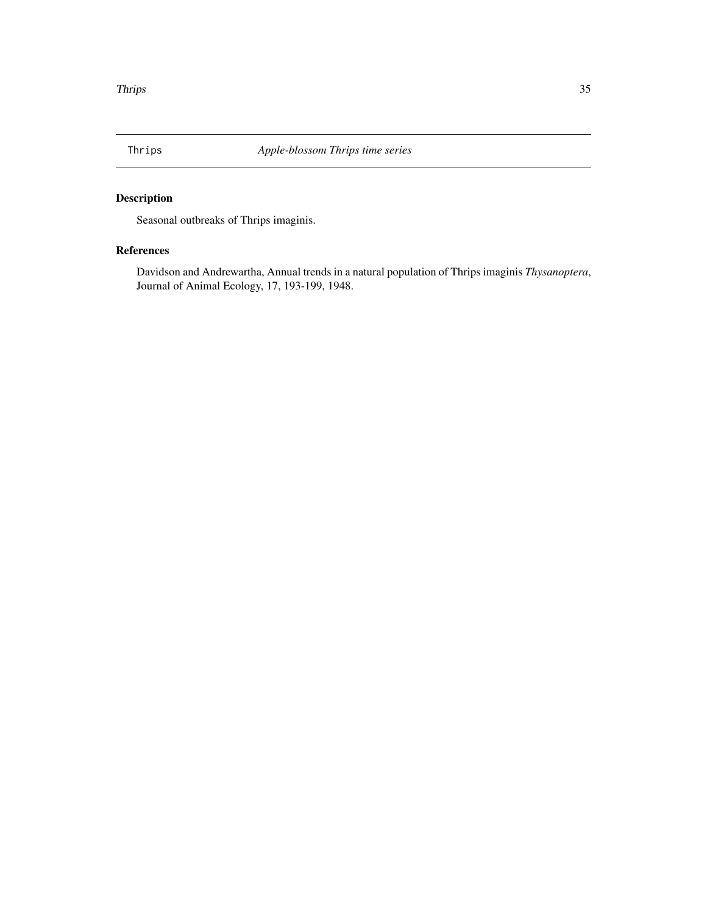Thrips *Apple-blossom Thrips time series*

## Description

Seasonal outbreaks of Thrips imaginis.

## References

Davidson and Andrewartha, Annual trends in a natural population of Thrips imaginis *Thysanoptera*, Journal of Animal Ecology, 17, 193-199, 1948.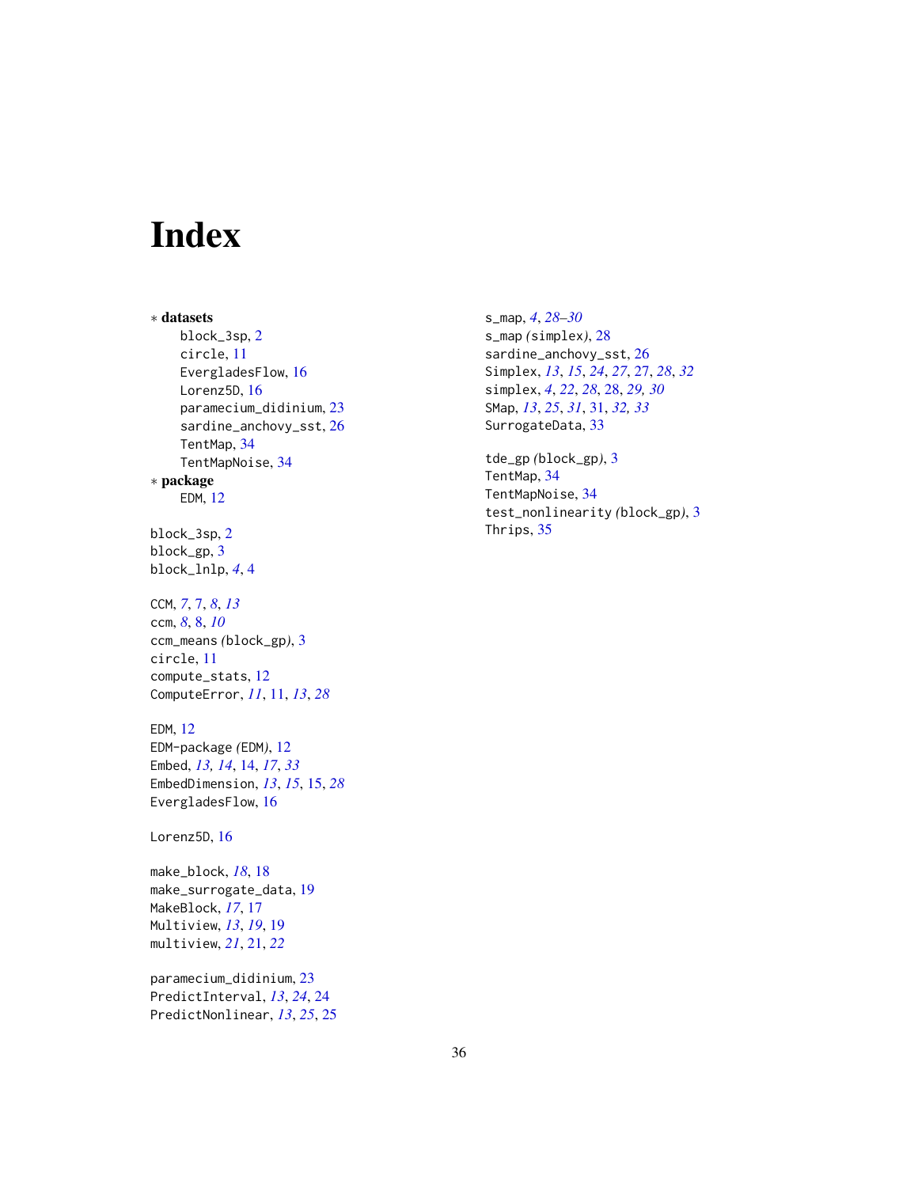# Index

∗ **datasets**

block_3sp, 2
circle, 11
EvergladesFlow, 16
Lorenz5D, 16
paramecium_didinium, 23
sardine_anchovy_sst, 26
TentMap, 34
TentMapNoise, 34

∗ **package**

EDM, 12

block_3sp, 2
block_gp, 3
block_lnlp, *4*, 4

CCM, *7*, 7, *8*, *13*
ccm, *8*, 8, *10*
ccm_means *(*block_gp*)*, 3
circle, 11
compute_stats, 12
ComputeError, *11*, 11, *13*, *28*

EDM, 12
EDM-package *(*EDM*)*, 12
Embed, *13, 14*, 14, *17*, *33*
EmbedDimension, *13*, *15*, 15, *28*
EvergladesFlow, 16

Lorenz5D, 16

make_block, *18*, 18
make_surrogate_data, 19
MakeBlock, *17*, 17
Multiview, *13*, *19*, 19
multiview, *21*, 21, *22*

paramecium_didinium, 23
PredictInterval, *13*, *24*, 24
PredictNonlinear, *13*, *25*, 25

s_map, *4*, *28–30*
s_map *(*simplex*)*, 28
sardine_anchovy_sst, 26
Simplex, *13*, *15*, *24*, *27*, 27, *28*, *32*
simplex, *4*, *22*, *28*, 28, *29, 30*
SMap, *13*, *25*, *31*, 31, *32, 33*
SurrogateData, 33

tde_gp *(*block_gp*)*, 3
TentMap, 34
TentMapNoise, 34
test_nonlinearity *(*block_gp*)*, 3
Thrips, 35